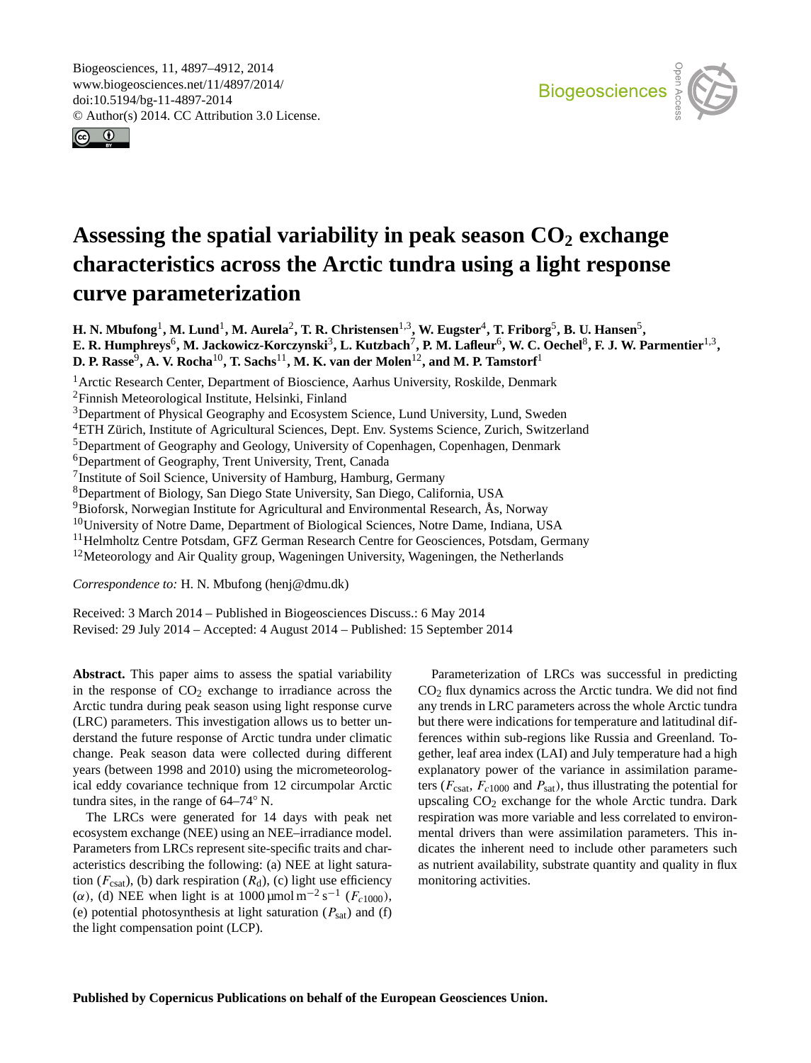Biogeosciences, 11, 4897–4912, 2014
www.biogeosciences.net/11/4897/2014/
doi:10.5194/bg-11-4897-2014
© Author(s) 2014. CC Attribution 3.0 License.

# Assessing the spatial variability in peak season $CO_2$ exchange characteristics across the Arctic tundra using a light response curve parameterization

**H. N. Mbufong[1], M. Lund[1], M. Aurela[2], T. R. Christensen[1,3], W. Eugster[4], T. Friborg[5], B. U. Hansen[5], E. R. Humphreys[6], M. Jackowicz-Korczynski[3], L. Kutzbach[7], P. M. Lafleur[6], W. C. Oechel[8], F. J. W. Parmentier[1,3], D. P. Rasse[9], A. V. Rocha[10], T. Sachs[11], M. K. van der Molen[12], and M. P. Tamstorf[1]**

[1]Arctic Research Center, Department of Bioscience, Aarhus University, Roskilde, Denmark
[2]Finnish Meteorological Institute, Helsinki, Finland
[3]Department of Physical Geography and Ecosystem Science, Lund University, Lund, Sweden
[4]ETH Zürich, Institute of Agricultural Sciences, Dept. Env. Systems Science, Zurich, Switzerland
[5]Department of Geography and Geology, University of Copenhagen, Copenhagen, Denmark
[6]Department of Geography, Trent University, Trent, Canada
[7]Institute of Soil Science, University of Hamburg, Hamburg, Germany
[8]Department of Biology, San Diego State University, San Diego, California, USA
[9]Bioforsk, Norwegian Institute for Agricultural and Environmental Research, Ås, Norway
[10]University of Notre Dame, Department of Biological Sciences, Notre Dame, Indiana, USA
[11]Helmholtz Centre Potsdam, GFZ German Research Centre for Geosciences, Potsdam, Germany
[12]Meteorology and Air Quality group, Wageningen University, Wageningen, the Netherlands

*Correspondence to:* H. N. Mbufong (henj@dmu.dk)

Received: 3 March 2014 – Published in Biogeosciences Discuss.: 6 May 2014
Revised: 29 July 2014 – Accepted: 4 August 2014 – Published: 15 September 2014

**Abstract.** This paper aims to assess the spatial variability in the response of $CO_2$ exchange to irradiance across the Arctic tundra during peak season using light response curve (LRC) parameters. This investigation allows us to better understand the future response of Arctic tundra under climatic change. Peak season data were collected during different years (between 1998 and 2010) using the micrometeorological eddy covariance technique from 12 circumpolar Arctic tundra sites, in the range of 64–74° N.

The LRCs were generated for 14 days with peak net ecosystem exchange (NEE) using an NEE–irradiance model. Parameters from LRCs represent site-specific traits and characteristics describing the following: (a) NEE at light saturation ($F_{csat}$), (b) dark respiration ($R_d$), (c) light use efficiency ($\alpha$), (d) NEE when light is at 1000 µmol m$^{-2}$ s$^{-1}$ ($F_{c1000}$), (e) potential photosynthesis at light saturation ($P_{sat}$) and (f) the light compensation point (LCP).

Parameterization of LRCs was successful in predicting $CO_2$ flux dynamics across the Arctic tundra. We did not find any trends in LRC parameters across the whole Arctic tundra but there were indications for temperature and latitudinal differences within sub-regions like Russia and Greenland. Together, leaf area index (LAI) and July temperature had a high explanatory power of the variance in assimilation parameters ($F_{csat}$, $F_{c1000}$ and $P_{sat}$), thus illustrating the potential for upscaling $CO_2$ exchange for the whole Arctic tundra. Dark respiration was more variable and less correlated to environmental drivers than were assimilation parameters. This indicates the inherent need to include other parameters such as nutrient availability, substrate quantity and quality in flux monitoring activities.

**Published by Copernicus Publications on behalf of the European Geosciences Union.**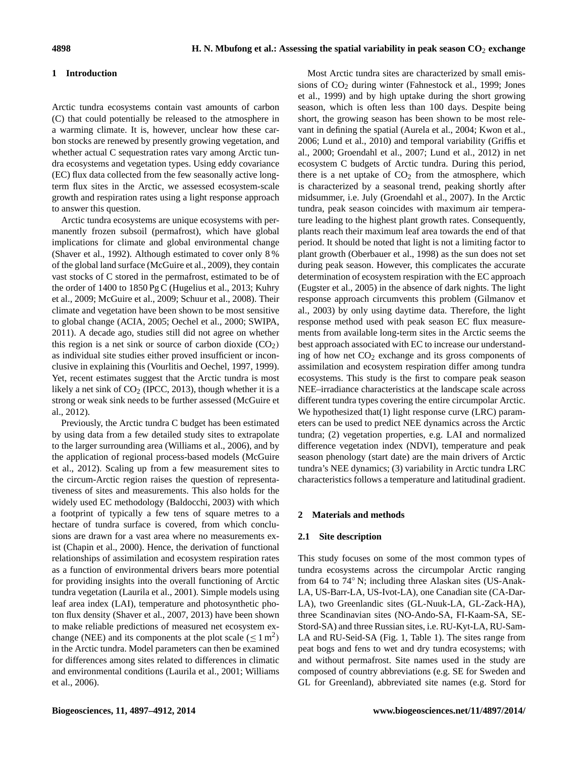## 1 Introduction

Arctic tundra ecosystems contain vast amounts of carbon (C) that could potentially be released to the atmosphere in a warming climate. It is, however, unclear how these carbon stocks are renewed by presently growing vegetation, and whether actual C sequestration rates vary among Arctic tundra ecosystems and vegetation types. Using eddy covariance (EC) flux data collected from the few seasonally active long-term flux sites in the Arctic, we assessed ecosystem-scale growth and respiration rates using a light response approach to answer this question.

Arctic tundra ecosystems are unique ecosystems with permanently frozen subsoil (permafrost), which have global implications for climate and global environmental change (Shaver et al., 1992). Although estimated to cover only 8 % of the global land surface (McGuire et al., 2009), they contain vast stocks of C stored in the permafrost, estimated to be of the order of 1400 to 1850 Pg C (Hugelius et al., 2013; Kuhry et al., 2009; McGuire et al., 2009; Schuur et al., 2008). Their climate and vegetation have been shown to be most sensitive to global change (ACIA, 2005; Oechel et al., 2000; SWIPA, 2011). A decade ago, studies still did not agree on whether this region is a net sink or source of carbon dioxide ($CO_2$) as individual site studies either proved insufficient or inconclusive in explaining this (Vourlitis and Oechel, 1997, 1999). Yet, recent estimates suggest that the Arctic tundra is most likely a net sink of $CO_2$ (IPCC, 2013), though whether it is a strong or weak sink needs to be further assessed (McGuire et al., 2012).

Previously, the Arctic tundra C budget has been estimated by using data from a few detailed study sites to extrapolate to the larger surrounding area (Williams et al., 2006), and by the application of regional process-based models (McGuire et al., 2012). Scaling up from a few measurement sites to the circum-Arctic region raises the question of representativeness of sites and measurements. This also holds for the widely used EC methodology (Baldocchi, 2003) with which a footprint of typically a few tens of square metres to a hectare of tundra surface is covered, from which conclusions are drawn for a vast area where no measurements exist (Chapin et al., 2000). Hence, the derivation of functional relationships of assimilation and ecosystem respiration rates as a function of environmental drivers bears more potential for providing insights into the overall functioning of Arctic tundra vegetation (Laurila et al., 2001). Simple models using leaf area index (LAI), temperature and photosynthetic photon flux density (Shaver et al., 2007, 2013) have been shown to make reliable predictions of measured net ecosystem exchange (NEE) and its components at the plot scale ($\leq 1\,m^2$) in the Arctic tundra. Model parameters can then be examined for differences among sites related to differences in climatic and environmental conditions (Laurila et al., 2001; Williams et al., 2006).

Most Arctic tundra sites are characterized by small emissions of $CO_2$ during winter (Fahnestock et al., 1999; Jones et al., 1999) and by high uptake during the short growing season, which is often less than 100 days. Despite being short, the growing season has been shown to be most relevant in defining the spatial (Aurela et al., 2004; Kwon et al., 2006; Lund et al., 2010) and temporal variability (Griffis et al., 2000; Groendahl et al., 2007; Lund et al., 2012) in net ecosystem C budgets of Arctic tundra. During this period, there is a net uptake of $CO_2$ from the atmosphere, which is characterized by a seasonal trend, peaking shortly after midsummer, i.e. July (Groendahl et al., 2007). In the Arctic tundra, peak season coincides with maximum air temperature leading to the highest plant growth rates. Consequently, plants reach their maximum leaf area towards the end of that period. It should be noted that light is not a limiting factor to plant growth (Oberbauer et al., 1998) as the sun does not set during peak season. However, this complicates the accurate determination of ecosystem respiration with the EC approach (Eugster et al., 2005) in the absence of dark nights. The light response approach circumvents this problem (Gilmanov et al., 2003) by only using daytime data. Therefore, the light response method used with peak season EC flux measurements from available long-term sites in the Arctic seems the best approach associated with EC to increase our understanding of how net $CO_2$ exchange and its gross components of assimilation and ecosystem respiration differ among tundra ecosystems. This study is the first to compare peak season NEE–irradiance characteristics at the landscape scale across different tundra types covering the entire circumpolar Arctic. We hypothesized that(1) light response curve (LRC) parameters can be used to predict NEE dynamics across the Arctic tundra; (2) vegetation properties, e.g. LAI and normalized difference vegetation index (NDVI), temperature and peak season phenology (start date) are the main drivers of Arctic tundra's NEE dynamics; (3) variability in Arctic tundra LRC characteristics follows a temperature and latitudinal gradient.

## 2 Materials and methods

### 2.1 Site description

This study focuses on some of the most common types of tundra ecosystems across the circumpolar Arctic ranging from 64 to 74° N; including three Alaskan sites (US-Anak-LA, US-Barr-LA, US-Ivot-LA), one Canadian site (CA-Dar-LA), two Greenlandic sites (GL-Nuuk-LA, GL-Zack-HA), three Scandinavian sites (NO-Ando-SA, FI-Kaam-SA, SE-Stord-SA) and three Russian sites, i.e. RU-Kyt-LA, RU-Sam-LA and RU-Seid-SA (Fig. 1, Table 1). The sites range from peat bogs and fens to wet and dry tundra ecosystems; with and without permafrost. Site names used in the study are composed of country abbreviations (e.g. SE for Sweden and GL for Greenland), abbreviated site names (e.g. Stord for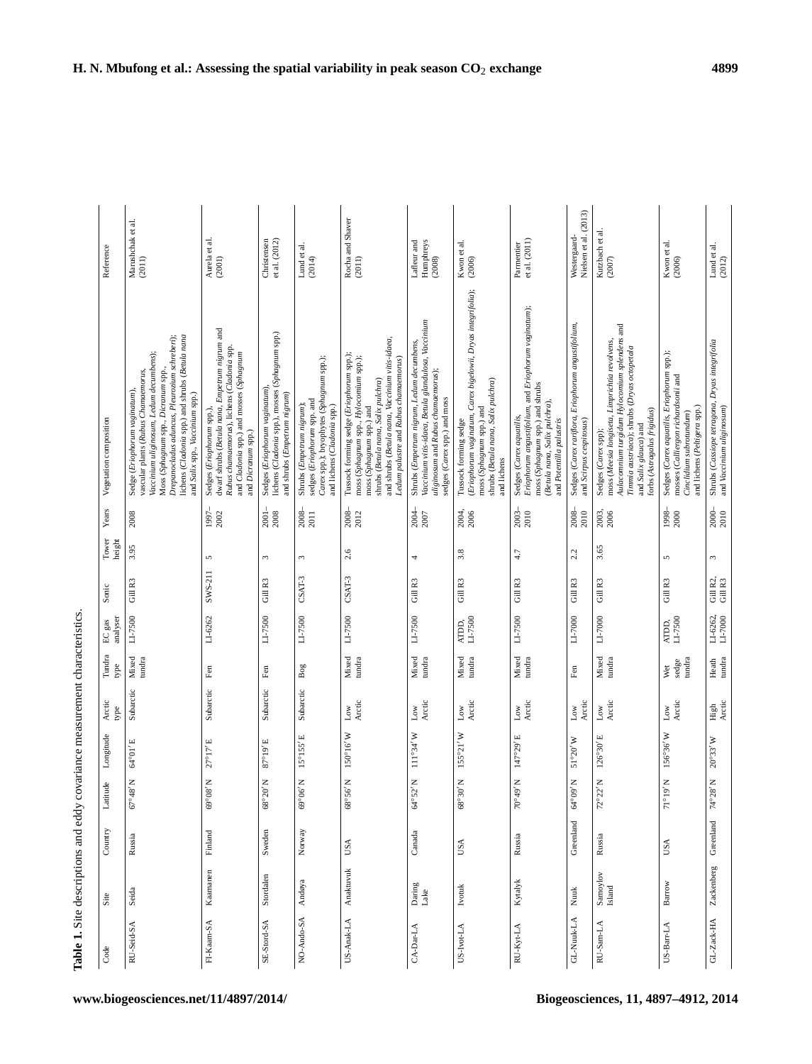**Table 1.** Site descriptions and eddy covariance measurement characteristics.

| Code | Site | Country | Latitude | Longitude | Arctic type | Tundra type | EC gas analyser | Sonic | Tower height | Years | Vegetation composition | Reference |
|---|---|---|---|---|---|---|---|---|---|---|---|---|
| RU-Seid-SA | Seida | Russia | 67°48′ N | 64°01′ E | Subarctic | Mixed tundra | LI-7500 | Gill R3 | 3.95 | 2008 | Sedge (*Eriophorum vaginatum*), vascular plants (*Rubus Chamaemorus*, *Vaccinium uliginosum*, *Ledum decumbens*); Moss (*Sphagnum* spp., *Dicranum* spp., *Drepanocladus aduncus*, *Pleurozium schreberi*); lichens (*Cladonia* spp.) and shrubs (*Betula nana* and *Salix* spp., *Vaccinium* spp.) | Marushchak et al. (2011) |
| FI-Kaam-SA | Kaamanen | Finland | 69°08′ N | 27°17′ E | Subarctic | Fen | LI-6262 | SWS-211 | 5 | 1997–2002 | Sedges (*Eriophorum* spp.), dwarf shrubs (*Betula nana*, *Empetrum nigrum* and *Rubus chamaemorus*), lichens (*Cladonia* spp.) and *Cladonia* spp.) and mosses (*Sphagnum* and *Dicranum* spp.) | Aurela et al. (2001) |
| SE-Stord-SA | Stordalen | Sweden | 68°20′ N | 87°19′ E | Subarctic | Fen | LI-7500 | Gill R3 | 3 | 2001–2008 | Sedges (*Eriophorum vaginatum*), lichens (*Cladonia* spp.), mosses (*Sphagnum* spp.) and shrubs (*Empetrum nigrum*) | Christensen et al. (2012) |
| NO-Ando-SA | Andøya | Norway | 69°06′ N | 15°155′ E | Subarctic | Bog | LI-7500 | CSAT-3 | 3 | 2008–2011 | Shrubs (*Empetrum nigrum*); sedges (*Eriophorum* spp. and *Carex* spp.); bryophytes (*Sphagnum* spp.); and lichens (*Cladonia* spp.) | Lund et al. (2014) |
| US-Anak-LA | Anaktuvuk | USA | 68°56′ N | 150°16′ W | Low Arctic | Mixed tundra | LI-7500 | CSAT-3 | 2.6 | 2008–2012 | Tussock forming sedge (*Eriophorum* spp.); moss (*Sphagnum* spp., *Hylocomium* spp.); moss (*Sphagnum* spp.) and shrubs (*Betula nana*, *Salix pulchra*) and shrubs (*Betula nana*, *Vaccinium vitis-idaea*, *Ledum palustre* and *Rubus chamaemorus*) | Rocha and Shaver (2011) |
| CA-Dar-LA | Daring Lake | Canada | 64°52′ N | 111°34′ W | Low Arctic | Mixed tundra | LI-7500 | Gill R3 | 4 | 2004–2007 | Shrubs (*Empetrum nigrum*, *Ledum decumbens*, *Vaccinium vitis-idaea*, *Betula glandulosa*, *Vaccinium uliginosum* and *Rubus chamaemorus*); sedges (*Carex* spp.) and moss | Lafleur and Humphreys (2008) |
| US-Ivot-LA | Ivotuk | USA | 68°30′ N | 155°21′ W | Low Arctic | Mixed tundra | ATDD, LI-7500 | Gill R3 | 3.8 | 2004, 2006 | Tussock forming sedge (*Eriophorum vaginatum*, *Carex bigelowii*, *Dryas integrifolia*); moss (*Sphagnum* spp.) and shrubs (*Betula nana*, *Salix pulchra*) and lichens | Kwon et al. (2006) |
| RU-Kyt-LA | Kytalyk | Russia | 70°49′ N | 147°29′ E | Low Arctic | Mixed tundra | LI-7500 | Gill R3 | 4.7 | 2003–2010 | Sedges (*Carex aquatilis*, *Eriophorum angustifolium*, and *Eriophorum vaginatum*); moss (*Sphagnum* spp.) and shrubs (*Betula nana*, *Salix pulchra*), and *Potentilla palustris* | Parmentier et al. (2011) |
| GL-Nuuk-LA | Nuuk | Greenland | 64°09′ N | 51°20′ W | Low Arctic | Fen | LI-7000 | Gill R3 | 2.2 | 2008–2010 | Sedges (*Carex rariflora*, *Eriophorum angustifolium*, and *Scirpus cespitosus*) | Westergaard-Nielsen et al. (2013) |
| RU-Sam-LA | Samoylov Island | Russia | 72°22′ N | 126°30′ E | Low Arctic | Mixed tundra | LI-7000 | Gill R3 | 3.65 | 2003, 2006 | Sedges (*Carex* spp); moss (*Meesia longiseta*, *Limprichtia revolvens*, *Aulacomnium turgidum Hylocomium splendens* and *Timmia austriaca*); shrubs (*Dryas octopetala* and *Salix glauca*) and forbs (*Astragalus frigidus*) | Kutzbach et al. (2007) |
| US-Barr-LA | Barrow | USA | 71°19′ N | 156°36′ W | Low Arctic | Wet sedge tundra | ATDD, LI-7500 | Gill R3 | 5 | 1998–2000 | Sedges (*Carex aquatilis*, *Eriophorum* spp.); mosses (*Calliergon richardsonii* and *Cinclidium subrotundum*) and lichens (*Peltigera* spp.) | Kwon et al. (2006) |
| GL-Zack-HA | Zackenberg | Greenland | 74°28′ N | 20°33′ W | High Arctic | Heath tundra | LI-6262, LI-7000 | Gill R2, Gill R3 | 3 | 2000–2010 | Shrubs (*Cassiope tetragona*, *Dryas integrifolia* and *Vaccinium uliginosum*) | Lund et al. (2012) |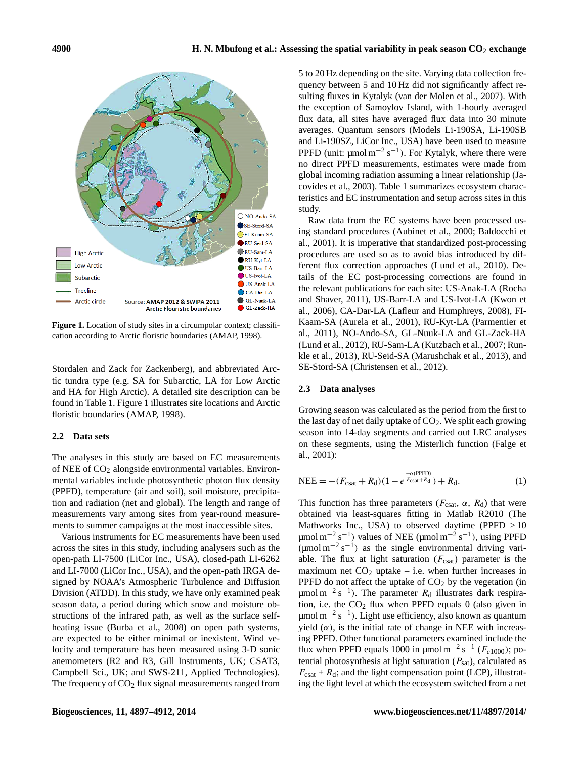**Figure 1.** Location of study sites in a circumpolar context; classification according to Arctic floristic boundaries (AMAP, 1998).

Stordalen and Zack for Zackenberg), and abbreviated Arctic tundra type (e.g. SA for Subarctic, LA for Low Arctic and HA for High Arctic). A detailed site description can be found in Table 1. Figure 1 illustrates site locations and Arctic floristic boundaries (AMAP, 1998).

## 2.2 Data sets

The analyses in this study are based on EC measurements of NEE of $CO_2$ alongside environmental variables. Environmental variables include photosynthetic photon flux density (PPFD), temperature (air and soil), soil moisture, precipitation and radiation (net and global). The length and range of measurements vary among sites from year-round measurements to summer campaigns at the most inaccessible sites.

Various instruments for EC measurements have been used across the sites in this study, including analysers such as the open-path LI-7500 (LiCor Inc., USA), closed-path LI-6262 and LI-7000 (LiCor Inc., USA), and the open-path IRGA designed by NOAA's Atmospheric Turbulence and Diffusion Division (ATDD). In this study, we have only examined peak season data, a period during which snow and moisture obstructions of the infrared path, as well as the surface self-heating issue (Burba et al., 2008) on open path systems, are expected to be either minimal or inexistent. Wind velocity and temperature has been measured using 3-D sonic anemometers (R2 and R3, Gill Instruments, UK; CSAT3, Campbell Sci., UK; and SWS-211, Applied Technologies). The frequency of $CO_2$ flux signal measurements ranged from 5 to 20 Hz depending on the site. Varying data collection frequency between 5 and 10 Hz did not significantly affect resulting fluxes in Kytalyk (van der Molen et al., 2007). With the exception of Samoylov Island, with 1-hourly averaged flux data, all sites have averaged flux data into 30 minute averages. Quantum sensors (Models Li-190SA, Li-190SB and Li-190SZ, LiCor Inc., USA) have been used to measure PPFD (unit: $\mu mol\, m^{-2}\, s^{-1}$). For Kytalyk, where there were no direct PPFD measurements, estimates were made from global incoming radiation assuming a linear relationship (Jacovides et al., 2003). Table 1 summarizes ecosystem characteristics and EC instrumentation and setup across sites in this study.

Raw data from the EC systems have been processed using standard procedures (Aubinet et al., 2000; Baldocchi et al., 2001). It is imperative that standardized post-processing procedures are used so as to avoid bias introduced by different flux correction approaches (Lund et al., 2010). Details of the EC post-processing corrections are found in the relevant publications for each site: US-Anak-LA (Rocha and Shaver, 2011), US-Barr-LA and US-Ivot-LA (Kwon et al., 2006), CA-Dar-LA (Lafleur and Humphreys, 2008), FI-Kaam-SA (Aurela et al., 2001), RU-Kyt-LA (Parmentier et al., 2011), NO-Ando-SA, GL-Nuuk-LA and GL-Zack-HA (Lund et al., 2012), RU-Sam-LA (Kutzbach et al., 2007; Runkle et al., 2013), RU-Seid-SA (Marushchak et al., 2013), and SE-Stord-SA (Christensen et al., 2012).

## 2.3 Data analyses

Growing season was calculated as the period from the first to the last day of net daily uptake of $CO_2$. We split each growing season into 14-day segments and carried out LRC analyses on these segments, using the Misterlich function (Falge et al., 2001):

$$\mathrm{NEE} = -(F_{csat} + R_d)\left(1 - e^{\frac{-\alpha(\mathrm{PPFD})}{F_{csat}+R_d}}\right) + R_d. \tag{1}$$

This function has three parameters ($F_{csat}$, $\alpha$, $R_d$) that were obtained via least-squares fitting in Matlab R2010 (The Mathworks Inc., USA) to observed daytime (PPFD $> 10\, \mu mol\, m^{-2}\, s^{-1}$) values of NEE ($\mu mol\, m^{-2}\, s^{-1}$), using PPFD ($\mu mol\, m^{-2}\, s^{-1}$) as the single environmental driving variable. The flux at light saturation ($F_{csat}$) parameter is the maximum net $CO_2$ uptake – i.e. when further increases in PPFD do not affect the uptake of $CO_2$ by the vegetation (in $\mu mol\, m^{-2}\, s^{-1}$). The parameter $R_d$ illustrates dark respiration, i.e. the $CO_2$ flux when PPFD equals 0 (also given in $\mu mol\, m^{-2}\, s^{-1}$). Light use efficiency, also known as quantum yield ($\alpha$), is the initial rate of change in NEE with increasing PPFD. Other functional parameters examined include the flux when PPFD equals 1000 in $\mu mol\, m^{-2}\, s^{-1}$ ($F_{c1000}$); potential photosynthesis at light saturation ($P_{sat}$), calculated as $F_{csat}$ + $R_d$; and the light compensation point (LCP), illustrating the light level at which the ecosystem switched from a net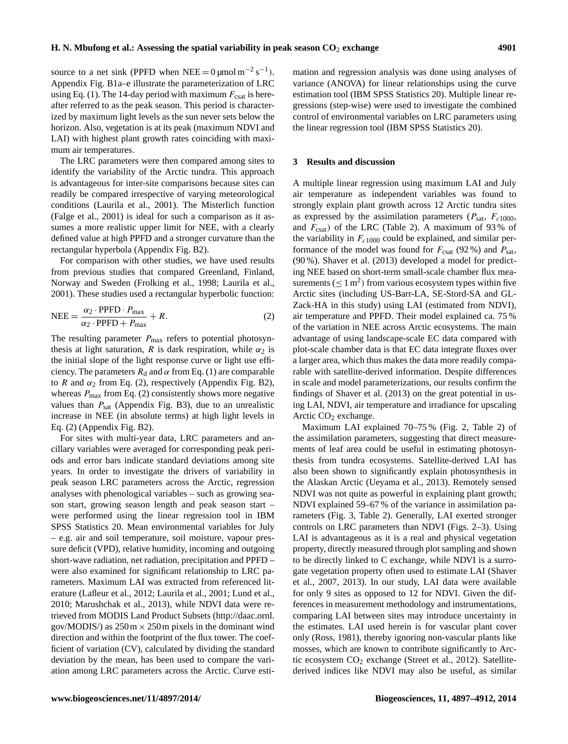source to a net sink (PPFD when NEE = 0 $\mu$mol m$^{-2}$ s$^{-1}$). Appendix Fig. B1a–e illustrate the parameterization of LRC using Eq. (1). The 14-day period with maximum $F_{csat}$ is hereafter referred to as the peak season. This period is characterized by maximum light levels as the sun never sets below the horizon. Also, vegetation is at its peak (maximum NDVI and LAI) with highest plant growth rates coinciding with maximum air temperatures.

The LRC parameters were then compared among sites to identify the variability of the Arctic tundra. This approach is advantageous for inter-site comparisons because sites can readily be compared irrespective of varying meteorological conditions (Laurila et al., 2001). The Misterlich function (Falge et al., 2001) is ideal for such a comparison as it assumes a more realistic upper limit for NEE, with a clearly defined value at high PPFD and a stronger curvature than the rectangular hyperbola (Appendix Fig. B2).

For comparison with other studies, we have used results from previous studies that compared Greenland, Finland, Norway and Sweden (Frolking et al., 1998; Laurila et al., 2001). These studies used a rectangular hyperbolic function:

$$\mathrm{NEE} = \frac{\alpha_2 \cdot \mathrm{PPFD} \cdot P_{max}}{\alpha_2 \cdot \mathrm{PPFD} + P_{max}} + R. \quad (2)$$

The resulting parameter $P_{max}$ refers to potential photosynthesis at light saturation, $R$ is dark respiration, while $\alpha_2$ is the initial slope of the light response curve or light use efficiency. The parameters $R_d$ and $\alpha$ from Eq. (1) are comparable to $R$ and $\alpha_2$ from Eq. (2), respectively (Appendix Fig. B2), whereas $P_{max}$ from Eq. (2) consistently shows more negative values than $P_{sat}$ (Appendix Fig. B3), due to an unrealistic increase in NEE (in absolute terms) at high light levels in Eq. (2) (Appendix Fig. B2).

For sites with multi-year data, LRC parameters and ancillary variables were averaged for corresponding peak periods and error bars indicate standard deviations among site years. In order to investigate the drivers of variability in peak season LRC parameters across the Arctic, regression analyses with phenological variables – such as growing season start, growing season length and peak season start – were performed using the linear regression tool in IBM SPSS Statistics 20. Mean environmental variables for July – e.g. air and soil temperature, soil moisture, vapour pressure deficit (VPD), relative humidity, incoming and outgoing short-wave radiation, net radiation, precipitation and PPFD – were also examined for significant relationship to LRC parameters. Maximum LAI was extracted from referenced literature (Lafleur et al., 2012; Laurila et al., 2001; Lund et al., 2010; Marushchak et al., 2013), while NDVI data were retrieved from MODIS Land Product Subsets (http://daac.ornl.gov/MODIS/) as 250 m × 250 m pixels in the dominant wind direction and within the footprint of the flux tower. The coefficient of variation (CV), calculated by dividing the standard deviation by the mean, has been used to compare the variation among LRC parameters across the Arctic. Curve estimation and regression analysis was done using analyses of variance (ANOVA) for linear relationships using the curve estimation tool (IBM SPSS Statistics 20). Multiple linear regressions (step-wise) were used to investigate the combined control of environmental variables on LRC parameters using the linear regression tool (IBM SPSS Statistics 20).

## 3 Results and discussion

A multiple linear regression using maximum LAI and July air temperature as independent variables was found to strongly explain plant growth across 12 Arctic tundra sites as expressed by the assimilation parameters ($P_{sat}$, $F_{c1000}$, and $F_{csat}$) of the LRC (Table 2). A maximum of 93 % of the variability in $F_{c1000}$ could be explained, and similar performance of the model was found for $F_{csat}$ (92 %) and $P_{sat}$, (90 %). Shaver et al. (2013) developed a model for predicting NEE based on short-term small-scale chamber flux measurements ($\leq 1\,\mathrm{m}^2$) from various ecosystem types within five Arctic sites (including US-Barr-LA, SE-Stord-SA and GL-Zack-HA in this study) using LAI (estimated from NDVI), air temperature and PPFD. Their model explained ca. 75 % of the variation in NEE across Arctic ecosystems. The main advantage of using landscape-scale EC data compared with plot-scale chamber data is that EC data integrate fluxes over a larger area, which thus makes the data more readily comparable with satellite-derived information. Despite differences in scale and model parameterizations, our results confirm the findings of Shaver et al. (2013) on the great potential in using LAI, NDVI, air temperature and irradiance for upscaling Arctic $CO_2$ exchange.

Maximum LAI explained 70–75 % (Fig. 2, Table 2) of the assimilation parameters, suggesting that direct measurements of leaf area could be useful in estimating photosynthesis from tundra ecosystems. Satellite-derived LAI has also been shown to significantly explain photosynthesis in the Alaskan Arctic (Ueyama et al., 2013). Remotely sensed NDVI was not quite as powerful in explaining plant growth; NDVI explained 59–67 % of the variance in assimilation parameters (Fig. 3, Table 2). Generally, LAI exerted stronger controls on LRC parameters than NDVI (Figs. 2–3). Using LAI is advantageous as it is a real and physical vegetation property, directly measured through plot sampling and shown to be directly linked to C exchange, while NDVI is a surrogate vegetation property often used to estimate LAI (Shaver et al., 2007, 2013). In our study, LAI data were available for only 9 sites as opposed to 12 for NDVI. Given the differences in measurement methodology and instrumentations, comparing LAI between sites may introduce uncertainty in the estimates. LAI used herein is for vascular plant cover only (Ross, 1981), thereby ignoring non-vascular plants like mosses, which are known to contribute significantly to Arctic ecosystem $CO_2$ exchange (Street et al., 2012). Satellite-derived indices like NDVI may also be useful, as similar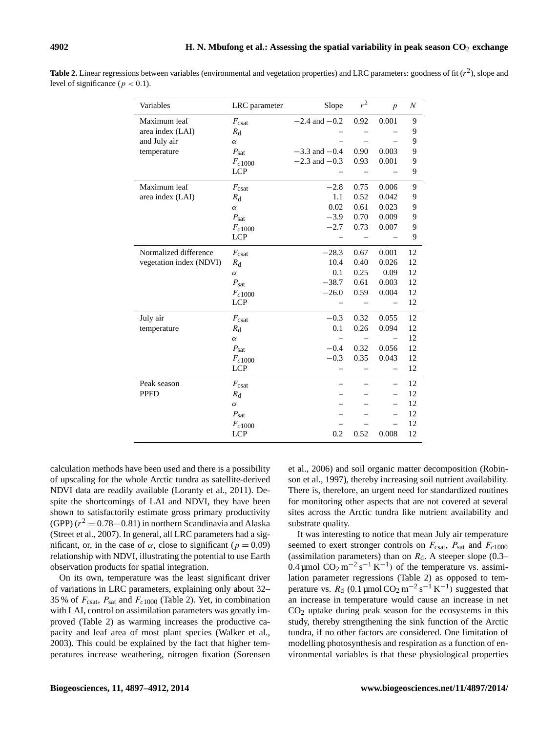**Table 2.** Linear regressions between variables (environmental and vegetation properties) and LRC parameters: goodness of fit ($r^2$), slope and level of significance ($p < 0.1$).

| Variables | LRC parameter | Slope | $r^2$ | $p$ | $N$ |
|---|---|---|---|---|---|
| Maximum leaf area index (LAI) and July air temperature | $F_{csat}$ | −2.4 and −0.2 | 0.92 | 0.001 | 9 |
| | $R_d$ | – | – | – | 9 |
| | $\alpha$ | – | – | – | 9 |
| | $P_{sat}$ | −3.3 and −0.4 | 0.90 | 0.003 | 9 |
| | $F_{c1000}$ | −2.3 and −0.3 | 0.93 | 0.001 | 9 |
| | LCP | – | – | – | 9 |
| Maximum leaf area index (LAI) | $F_{csat}$ | −2.8 | 0.75 | 0.006 | 9 |
| | $R_d$ | 1.1 | 0.52 | 0.042 | 9 |
| | $\alpha$ | 0.02 | 0.61 | 0.023 | 9 |
| | $P_{sat}$ | −3.9 | 0.70 | 0.009 | 9 |
| | $F_{c1000}$ | −2.7 | 0.73 | 0.007 | 9 |
| | LCP | – | – | – | 9 |
| Normalized difference vegetation index (NDVI) | $F_{csat}$ | −28.3 | 0.67 | 0.001 | 12 |
| | $R_d$ | 10.4 | 0.40 | 0.026 | 12 |
| | $\alpha$ | 0.1 | 0.25 | 0.09 | 12 |
| | $P_{sat}$ | −38.7 | 0.61 | 0.003 | 12 |
| | $F_{c1000}$ | −26.0 | 0.59 | 0.004 | 12 |
| | LCP | – | – | – | 12 |
| July air temperature | $F_{csat}$ | −0.3 | 0.32 | 0.055 | 12 |
| | $R_d$ | 0.1 | 0.26 | 0.094 | 12 |
| | $\alpha$ | – | – | – | 12 |
| | $P_{sat}$ | −0.4 | 0.32 | 0.056 | 12 |
| | $F_{c1000}$ | −0.3 | 0.35 | 0.043 | 12 |
| | LCP | – | – | – | 12 |
| Peak season PPFD | $F_{csat}$ | – | – | – | 12 |
| | $R_d$ | – | – | – | 12 |
| | $\alpha$ | – | – | – | 12 |
| | $P_{sat}$ | – | – | – | 12 |
| | $F_{c1000}$ | – | – | – | 12 |
| | LCP | 0.2 | 0.52 | 0.008 | 12 |

calculation methods have been used and there is a possibility of upscaling for the whole Arctic tundra as satellite-derived NDVI data are readily available (Loranty et al., 2011). Despite the shortcomings of LAI and NDVI, they have been shown to satisfactorily estimate gross primary productivity (GPP) ($r^2 = 0.78-0.81$) in northern Scandinavia and Alaska (Street et al., 2007). In general, all LRC parameters had a significant, or, in the case of $\alpha$, close to significant ($p = 0.09$) relationship with NDVI, illustrating the potential to use Earth observation products for spatial integration.

On its own, temperature was the least significant driver of variations in LRC parameters, explaining only about 32–35 % of $F_{csat}$, $P_{sat}$ and $F_{c1000}$ (Table 2). Yet, in combination with LAI, control on assimilation parameters was greatly improved (Table 2) as warming increases the productive capacity and leaf area of most plant species (Walker et al., 2003). This could be explained by the fact that higher temperatures increase weathering, nitrogen fixation (Sorensen et al., 2006) and soil organic matter decomposition (Robinson et al., 1997), thereby increasing soil nutrient availability. There is, therefore, an urgent need for standardized routines for monitoring other aspects that are not covered at several sites across the Arctic tundra like nutrient availability and substrate quality.

It was interesting to notice that mean July air temperature seemed to exert stronger controls on $F_{csat}$, $P_{sat}$ and $F_{c1000}$ (assimilation parameters) than on $R_d$. A steeper slope (0.3–0.4 µmol $CO_2$ $m^{-2}$ $s^{-1}$ $K^{-1}$) of the temperature vs. assimilation parameter regressions (Table 2) as opposed to temperature vs. $R_d$ (0.1 µmol $CO_2$ $m^{-2}$ $s^{-1}$ $K^{-1}$) suggested that an increase in temperature would cause an increase in net $CO_2$ uptake during peak season for the ecosystems in this study, thereby strengthening the sink function of the Arctic tundra, if no other factors are considered. One limitation of modelling photosynthesis and respiration as a function of environmental variables is that these physiological properties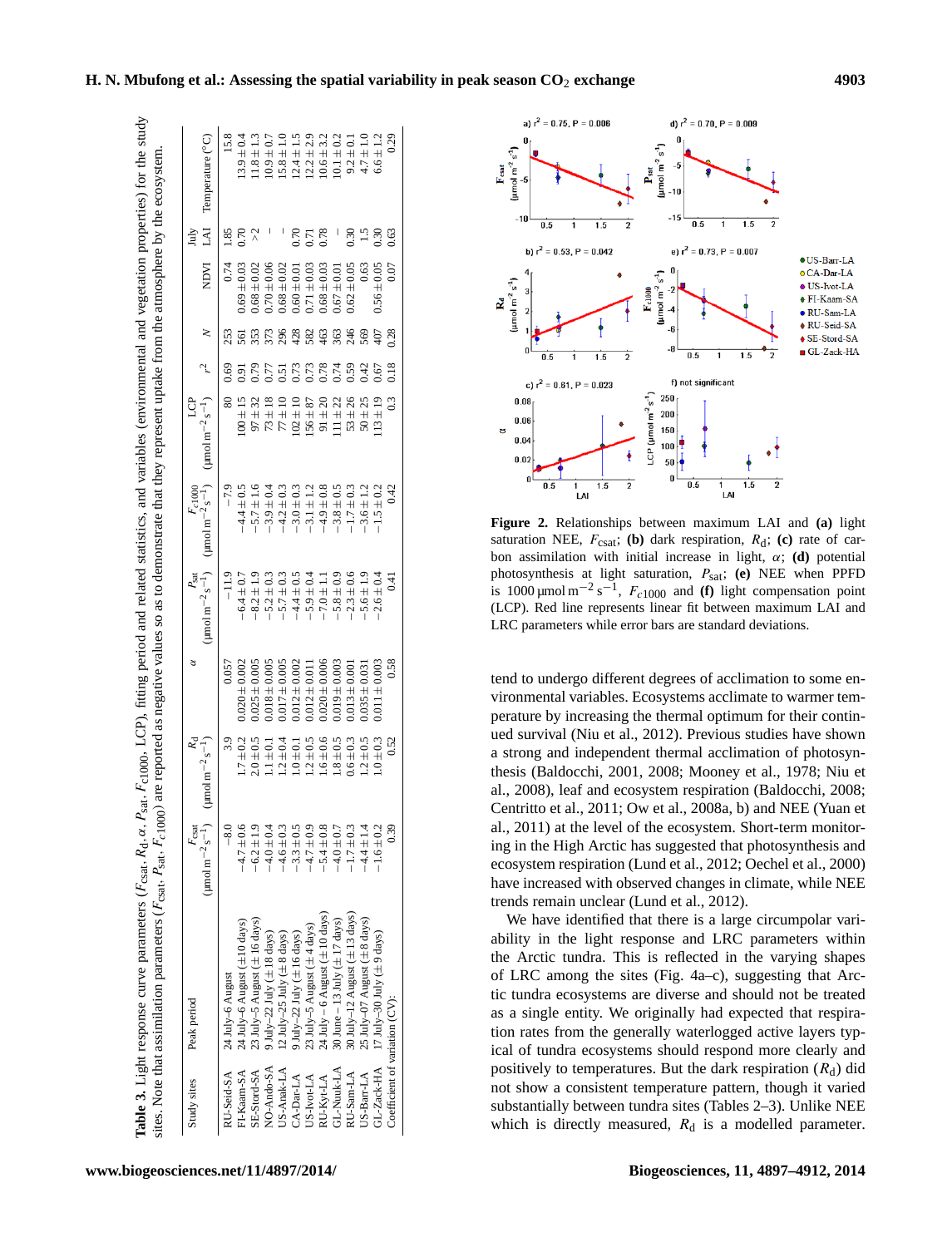**Table 3.** Light response curve parameters ($F_{csat}$, $R_d$, $\alpha$, $P_{sat}$, $F_{c1000}$, LCP), fitting period and related statistics, and variables (environmental and vegetation properties) for the study sites. Note that assimilation parameters ($F_{csat}$, $P_{sat}$, $F_{c1000}$) are reported as negative values so as to demonstrate that they represent uptake from the atmosphere by the ecosystem.

| Study sites | Peak period | $F_{csat}$ ($\mu$mol m$^{-2}$ s$^{-1}$) | $R_d$ ($\mu$mol m$^{-2}$ s$^{-1}$) | $\alpha$ | $P_{sat}$ ($\mu$mol m$^{-2}$ s$^{-1}$) | $F_{c1000}$ ($\mu$mol m$^{-2}$ s$^{-1}$) | LCP ($\mu$mol m$^{-2}$ s$^{-1}$) | $r^2$ | $N$ | NDVI | July LAI | Temperature (°C) |
|---|---|---|---|---|---|---|---|---|---|---|---|---|
| RU-Seid-SA | 24 July–6 August | −8.0 | 3.9 | 0.057 | −11.9 | −7.9 | 80 | 0.69 | 253 | 0.74 | 1.85 | 15.8 |
| FI-Kaam-SA | 24 July–6 August (±10 days) | −4.7 ± 0.6 | 1.7 ± 0.2 | 0.020 ± 0.002 | −6.4 ± 0.7 | −4.4 ± 0.5 | 100 ± 15 | 0.91 | 561 | 0.69 ± 0.03 | 0.70 | 13.9 ± 0.4 |
| SE-Stord-SA | 23 July–5 August (±16 days) | −6.2 ± 1.9 | 2.0 ± 0.5 | 0.025 ± 0.005 | −8.2 ± 1.9 | −5.7 ± 1.6 | 97 ± 32 | 0.79 | 353 | 0.68 ± 0.02 | >2 | 11.8 ± 1.3 |
| NO-Ando-SA | 9 July–22 July (±18 days) | −4.0 ± 0.4 | 1.1 ± 0.1 | 0.018 ± 0.005 | −5.2 ± 0.3 | −3.9 ± 0.4 | 73 ± 18 | 0.77 | 373 | 0.70 ± 0.06 | – | 10.9 ± 0.7 |
| US-Anak-LA | 12 July–25 July (±8 days) | −4.6 ± 0.3 | 1.2 ± 0.4 | 0.017 ± 0.005 | −5.7 ± 0.3 | −4.2 ± 0.3 | 77 ± 10 | 0.51 | 296 | 0.68 ± 0.02 | – | 15.8 ± 1.0 |
| CA-Dar-LA | 9 July–22 July (±16 days) | −3.3 ± 0.5 | 1.0 ± 0.1 | 0.012 ± 0.002 | −4.4 ± 0.5 | −3.0 ± 0.3 | 102 ± 10 | 0.73 | 428 | 0.60 ± 0.01 | 0.70 | 12.4 ± 1.5 |
| US-Ivot-LA | 23 July–5 August (±4 days) | −4.7 ± 0.9 | 1.2 ± 0.5 | 0.012 ± 0.011 | −5.9 ± 0.4 | −3.1 ± 1.2 | 156 ± 87 | 0.73 | 582 | 0.71 ± 0.03 | 0.71 | 12.2 ± 2.9 |
| RU-Kyt-LA | 24 July – 6 August (±10 days) | −5.4 ± 0.8 | 1.6 ± 0.6 | 0.020 ± 0.006 | −7.0 ± 1.1 | −4.9 ± 0.8 | 91 ± 20 | 0.78 | 463 | 0.68 ± 0.03 | 0.78 | 10.6 ± 3.2 |
| GL-Nuuk-LA | 30 June – 13 July (±17 days) | −4.0 ± 0.7 | 1.8 ± 0.5 | 0.019 ± 0.003 | −5.8 ± 0.9 | −3.8 ± 0.5 | 111 ± 22 | 0.74 | 363 | 0.67 ± 0.01 | – | 10.1 ± 0.2 |
| RU-Sam-LA | 30 July–12 August (±13 days) | −1.7 ± 0.3 | 0.6 ± 0.3 | 0.013 ± 0.001 | −2.3 ± 0.6 | −1.7 ± 0.3 | 53 ± 26 | 0.59 | 246 | 0.62 ± 0.05 | 0.30 | 9.2 ± 0.1 |
| US-Barr-LA | 25 July–07 August (±8 days) | −4.4 ± 1.4 | 1.2 ± 0.5 | 0.035 ± 0.031 | −5.6 ± 1.9 | −3.6 ± 1.2 | 50 ± 25 | 0.42 | 569 | 0.63 | 1.5 | 4.7 ± 1.0 |
| GL-Zack-HA | 17 July–30 July (±9 days) | −1.6 ± 0.2 | 1.0 ± 0.3 | 0.011 ± 0.003 | −2.6 ± 0.4 | −1.5 ± 0.2 | 113 ± 19 | 0.67 | 407 | 0.56 ± 0.05 | 0.30 | 6.6 ± 1.2 |
| Coefficient of variation (CV): | | 0.39 | 0.52 | 0.58 | 0.41 | 0.42 | 0.3 | 0.18 | 0.28 | 0.07 | 0.63 | 0.29 |

**Figure 2.** Relationships between maximum LAI and **(a)** light saturation NEE, $F_{csat}$; **(b)** dark respiration, $R_d$; **(c)** rate of carbon assimilation with initial increase in light, $\alpha$; **(d)** potential photosynthesis at light saturation, $P_{sat}$; **(e)** NEE when PPFD is 1000 µmol m$^{-2}$ s$^{-1}$, $F_{c1000}$ and **(f)** light compensation point (LCP). Red line represents linear fit between maximum LAI and LRC parameters while error bars are standard deviations.

tend to undergo different degrees of acclimation to some environmental variables. Ecosystems acclimate to warmer temperature by increasing the thermal optimum for their continued survival (Niu et al., 2012). Previous studies have shown a strong and independent thermal acclimation of photosynthesis (Baldocchi, 2001, 2008; Mooney et al., 1978; Niu et al., 2008), leaf and ecosystem respiration (Baldocchi, 2008; Centritto et al., 2011; Ow et al., 2008a, b) and NEE (Yuan et al., 2011) at the level of the ecosystem. Short-term monitoring in the High Arctic has suggested that photosynthesis and ecosystem respiration (Lund et al., 2012; Oechel et al., 2000) have increased with observed changes in climate, while NEE trends remain unclear (Lund et al., 2012).

We have identified that there is a large circumpolar variability in the light response and LRC parameters within the Arctic tundra. This is reflected in the varying shapes of LRC among the sites (Fig. 4a–c), suggesting that Arctic tundra ecosystems are diverse and should not be treated as a single entity. We originally had expected that respiration rates from the generally waterlogged active layers typical of tundra ecosystems should respond more clearly and positively to temperatures. But the dark respiration ($R_d$) did not show a consistent temperature pattern, though it varied substantially between tundra sites (Tables 2–3). Unlike NEE which is directly measured, $R_d$ is a modelled parameter.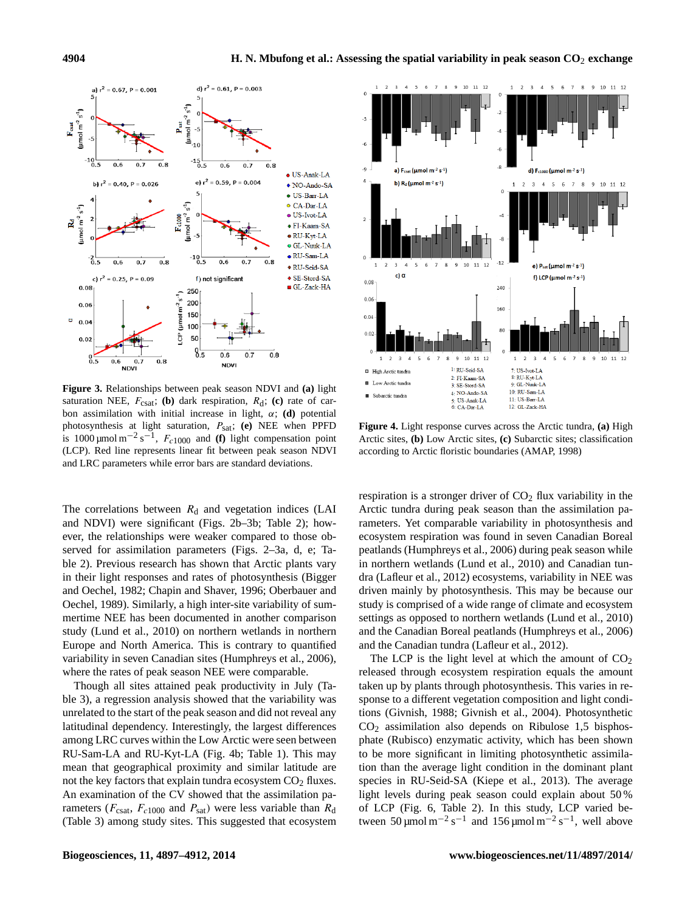**Figure 3.** Relationships between peak season NDVI and **(a)** light saturation NEE, $F_{csat}$; **(b)** dark respiration, $R_d$; **(c)** rate of carbon assimilation with initial increase in light, $\alpha$; **(d)** potential photosynthesis at light saturation, $P_{sat}$; **(e)** NEE when PPFD is 1000 µmol m$^{-2}$ s$^{-1}$, $F_{c1000}$ and **(f)** light compensation point (LCP). Red line represents linear fit between peak season NDVI and LRC parameters while error bars are standard deviations.

**Figure 4.** Light response curves across the Arctic tundra, **(a)** High Arctic sites, **(b)** Low Arctic sites, **(c)** Subarctic sites; classification according to Arctic floristic boundaries (AMAP, 1998)

The correlations between $R_d$ and vegetation indices (LAI and NDVI) were significant (Figs. 2b–3b; Table 2); however, the relationships were weaker compared to those observed for assimilation parameters (Figs. 2–3a, d, e; Table 2). Previous research has shown that Arctic plants vary in their light responses and rates of photosynthesis (Bigger and Oechel, 1982; Chapin and Shaver, 1996; Oberbauer and Oechel, 1989). Similarly, a high inter-site variability of summertime NEE has been documented in another comparison study (Lund et al., 2010) on northern wetlands in northern Europe and North America. This is contrary to quantified variability in seven Canadian sites (Humphreys et al., 2006), where the rates of peak season NEE were comparable.

Though all sites attained peak productivity in July (Table 3), a regression analysis showed that the variability was unrelated to the start of the peak season and did not reveal any latitudinal dependency. Interestingly, the largest differences among LRC curves within the Low Arctic were seen between RU-Sam-LA and RU-Kyt-LA (Fig. 4b; Table 1). This may mean that geographical proximity and similar latitude are not the key factors that explain tundra ecosystem $CO_2$ fluxes. An examination of the CV showed that the assimilation parameters ($F_{csat}$, $F_{c1000}$ and $P_{sat}$) were less variable than $R_d$ (Table 3) among study sites. This suggested that ecosystem respiration is a stronger driver of $CO_2$ flux variability in the Arctic tundra during peak season than the assimilation parameters. Yet comparable variability in photosynthesis and ecosystem respiration was found in seven Canadian Boreal peatlands (Humphreys et al., 2006) during peak season while in northern wetlands (Lund et al., 2010) and Canadian tundra (Lafleur et al., 2012) ecosystems, variability in NEE was driven mainly by photosynthesis. This may be because our study is comprised of a wide range of climate and ecosystem settings as opposed to northern wetlands (Lund et al., 2010) and the Canadian Boreal peatlands (Humphreys et al., 2006) and the Canadian tundra (Lafleur et al., 2012).

The LCP is the light level at which the amount of $CO_2$ released through ecosystem respiration equals the amount taken up by plants through photosynthesis. This varies in response to a different vegetation composition and light conditions (Givnish, 1988; Givnish et al., 2004). Photosynthetic $CO_2$ assimilation also depends on Ribulose 1,5 bisphosphate (Rubisco) enzymatic activity, which has been shown to be more significant in limiting photosynthetic assimilation than the average light condition in the dominant plant species in RU-Seid-SA (Kiepe et al., 2013). The average light levels during peak season could explain about 50 % of LCP (Fig. 6, Table 2). In this study, LCP varied between 50 µmol m$^{-2}$ s$^{-1}$ and 156 µmol m$^{-2}$ s$^{-1}$, well above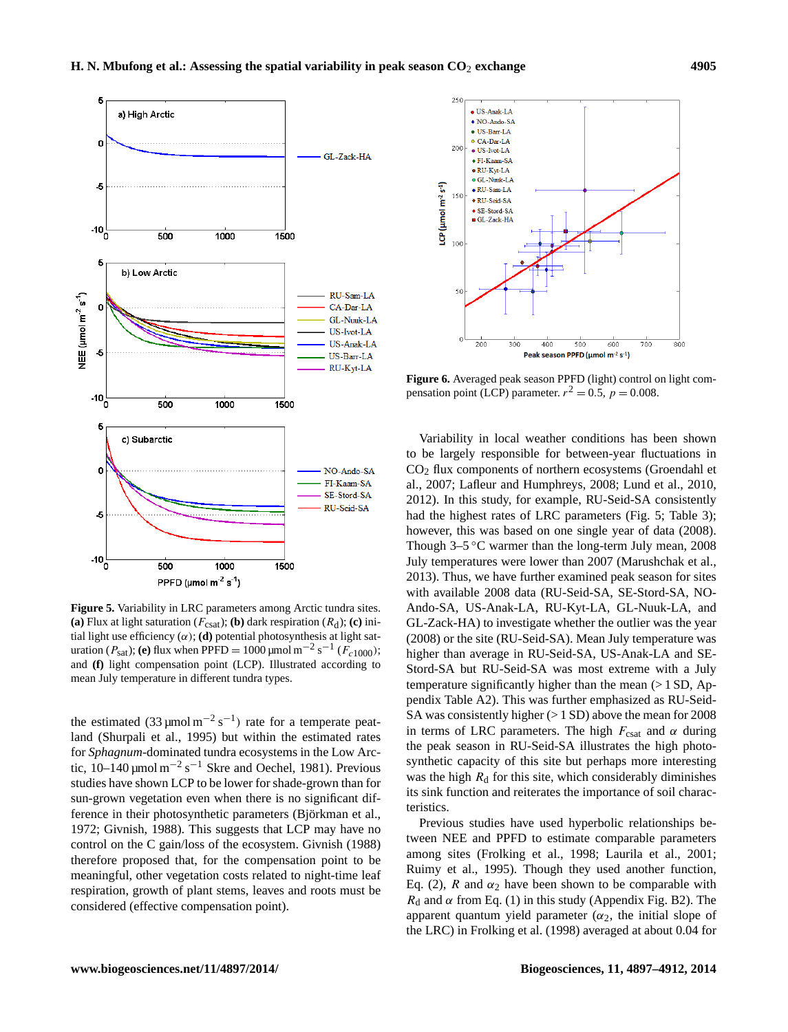**Figure 5.** Variability in LRC parameters among Arctic tundra sites. **(a)** Flux at light saturation ($F_{csat}$); **(b)** dark respiration ($R_d$); **(c)** initial light use efficiency ($\alpha$); **(d)** potential photosynthesis at light saturation ($P_{sat}$); **(e)** flux when PPFD = 1000 µmol m$^{-2}$ s$^{-1}$ ($F_{c1000}$); and **(f)** light compensation point (LCP). Illustrated according to mean July temperature in different tundra types.

the estimated (33 µmol m$^{-2}$ s$^{-1}$) rate for a temperate peatland (Shurpali et al., 1995) but within the estimated rates for *Sphagnum*-dominated tundra ecosystems in the Low Arctic, 10–140 µmol m$^{-2}$ s$^{-1}$ Skre and Oechel, 1981). Previous studies have shown LCP to be lower for shade-grown than for sun-grown vegetation even when there is no significant difference in their photosynthetic parameters (Björkman et al., 1972; Givnish, 1988). This suggests that LCP may have no control on the C gain/loss of the ecosystem. Givnish (1988) therefore proposed that, for the compensation point to be meaningful, other vegetation costs related to night-time leaf respiration, growth of plant stems, leaves and roots must be considered (effective compensation point).

**Figure 6.** Averaged peak season PPFD (light) control on light compensation point (LCP) parameter. $r^2 = 0.5$, $p = 0.008$.

Variability in local weather conditions has been shown to be largely responsible for between-year fluctuations in $CO_2$ flux components of northern ecosystems (Groendahl et al., 2007; Lafleur and Humphreys, 2008; Lund et al., 2010, 2012). In this study, for example, RU-Seid-SA consistently had the highest rates of LRC parameters (Fig. 5; Table 3); however, this was based on one single year of data (2008). Though 3–5 °C warmer than the long-term July mean, 2008 July temperatures were lower than 2007 (Marushchak et al., 2013). Thus, we have further examined peak season for sites with available 2008 data (RU-Seid-SA, SE-Stord-SA, NO-Ando-SA, US-Anak-LA, RU-Kyt-LA, GL-Nuuk-LA, and GL-Zack-HA) to investigate whether the outlier was the year (2008) or the site (RU-Seid-SA). Mean July temperature was higher than average in RU-Seid-SA, US-Anak-LA and SE-Stord-SA but RU-Seid-SA was most extreme with a July temperature significantly higher than the mean (> 1 SD, Appendix Table A2). This was further emphasized as RU-Seid-SA was consistently higher (> 1 SD) above the mean for 2008 in terms of LRC parameters. The high $F_{csat}$ and $\alpha$ during the peak season in RU-Seid-SA illustrates the high photosynthetic capacity of this site but perhaps more interesting was the high $R_d$ for this site, which considerably diminishes its sink function and reiterates the importance of soil characteristics.

Previous studies have used hyperbolic relationships between NEE and PPFD to estimate comparable parameters among sites (Frolking et al., 1998; Laurila et al., 2001; Ruimy et al., 1995). Though they used another function, Eq. (2), $R$ and $\alpha_2$ have been shown to be comparable with $R_d$ and $\alpha$ from Eq. (1) in this study (Appendix Fig. B2). The apparent quantum yield parameter ($\alpha_2$, the initial slope of the LRC) in Frolking et al. (1998) averaged at about 0.04 for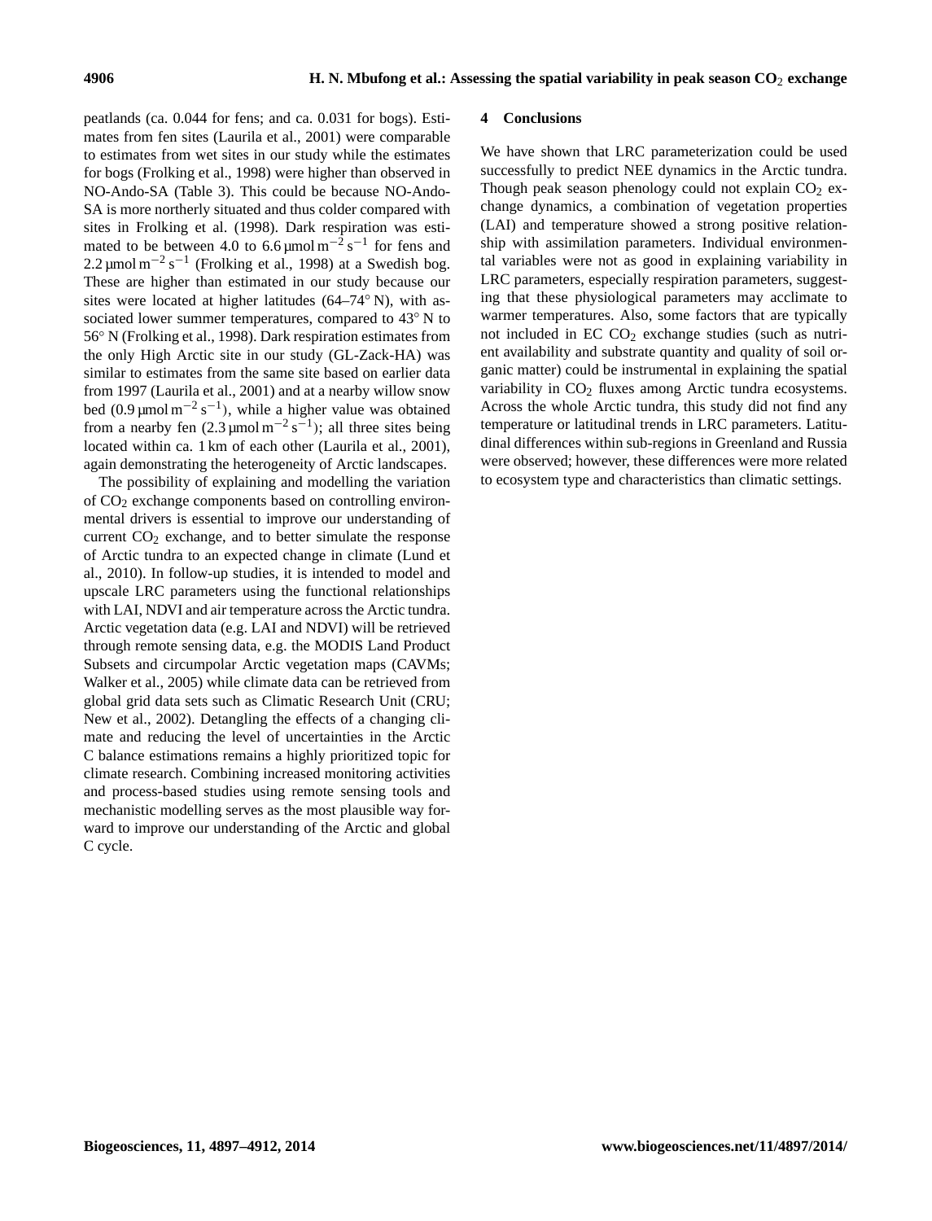peatlands (ca. 0.044 for fens; and ca. 0.031 for bogs). Estimates from fen sites (Laurila et al., 2001) were comparable to estimates from wet sites in our study while the estimates for bogs (Frolking et al., 1998) were higher than observed in NO-Ando-SA (Table 3). This could be because NO-Ando-SA is more northerly situated and thus colder compared with sites in Frolking et al. (1998). Dark respiration was estimated to be between 4.0 to 6.6 $\mu mol\,m^{-2}\,s^{-1}$ for fens and 2.2 $\mu mol\,m^{-2}\,s^{-1}$ (Frolking et al., 1998) at a Swedish bog. These are higher than estimated in our study because our sites were located at higher latitudes (64–74° N), with associated lower summer temperatures, compared to 43° N to 56° N (Frolking et al., 1998). Dark respiration estimates from the only High Arctic site in our study (GL-Zack-HA) was similar to estimates from the same site based on earlier data from 1997 (Laurila et al., 2001) and at a nearby willow snow bed (0.9 $\mu mol\,m^{-2}\,s^{-1}$), while a higher value was obtained from a nearby fen (2.3 $\mu mol\,m^{-2}\,s^{-1}$); all three sites being located within ca. 1 km of each other (Laurila et al., 2001), again demonstrating the heterogeneity of Arctic landscapes.

The possibility of explaining and modelling the variation of $CO_2$ exchange components based on controlling environmental drivers is essential to improve our understanding of current $CO_2$ exchange, and to better simulate the response of Arctic tundra to an expected change in climate (Lund et al., 2010). In follow-up studies, it is intended to model and upscale LRC parameters using the functional relationships with LAI, NDVI and air temperature across the Arctic tundra. Arctic vegetation data (e.g. LAI and NDVI) will be retrieved through remote sensing data, e.g. the MODIS Land Product Subsets and circumpolar Arctic vegetation maps (CAVMs; Walker et al., 2005) while climate data can be retrieved from global grid data sets such as Climatic Research Unit (CRU; New et al., 2002). Detangling the effects of a changing climate and reducing the level of uncertainties in the Arctic C balance estimations remains a highly prioritized topic for climate research. Combining increased monitoring activities and process-based studies using remote sensing tools and mechanistic modelling serves as the most plausible way forward to improve our understanding of the Arctic and global C cycle.

## 4 Conclusions

We have shown that LRC parameterization could be used successfully to predict NEE dynamics in the Arctic tundra. Though peak season phenology could not explain $CO_2$ exchange dynamics, a combination of vegetation properties (LAI) and temperature showed a strong positive relationship with assimilation parameters. Individual environmental variables were not as good in explaining variability in LRC parameters, especially respiration parameters, suggesting that these physiological parameters may acclimate to warmer temperatures. Also, some factors that are typically not included in EC $CO_2$ exchange studies (such as nutrient availability and substrate quantity and quality of soil organic matter) could be instrumental in explaining the spatial variability in $CO_2$ fluxes among Arctic tundra ecosystems. Across the whole Arctic tundra, this study did not find any temperature or latitudinal trends in LRC parameters. Latitudinal differences within sub-regions in Greenland and Russia were observed; however, these differences were more related to ecosystem type and characteristics than climatic settings.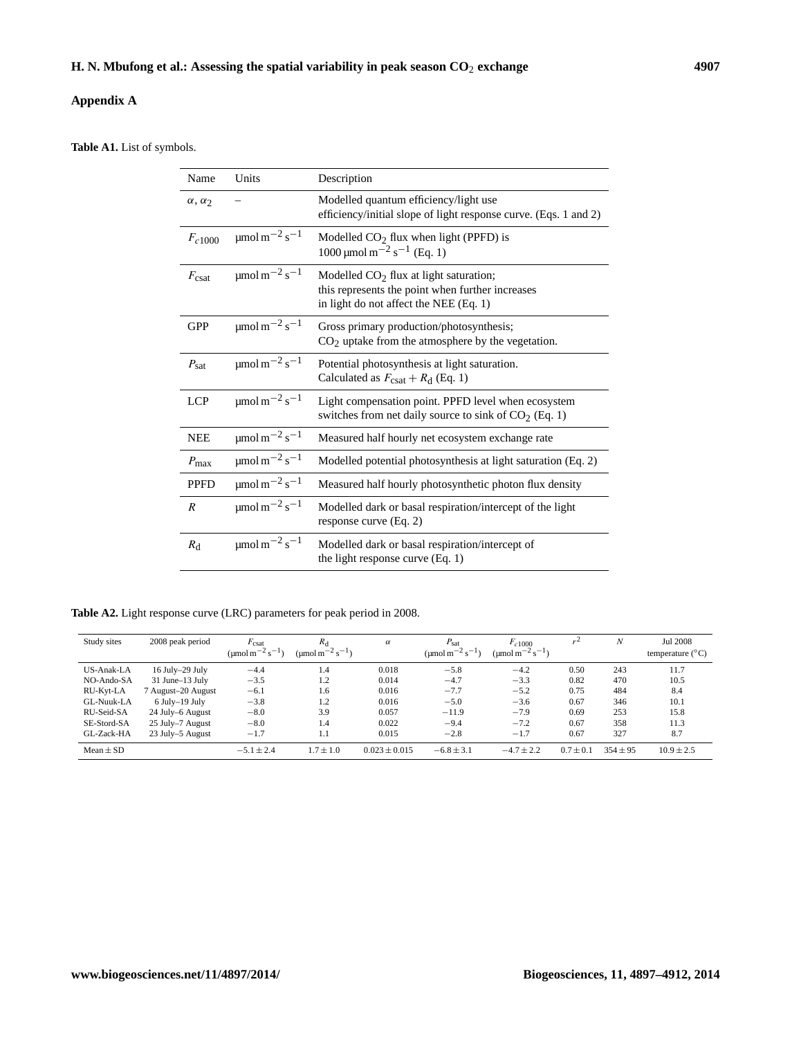## Appendix A

**Table A1.** List of symbols.

| Name | Units | Description |
|---|---|---|
| $\alpha$, $\alpha_2$ | – | Modelled quantum efficiency/light use efficiency/initial slope of light response curve. (Eqs. 1 and 2) |
| $F_{c1000}$ | $\mu mol\,m^{-2}\,s^{-1}$ | Modelled $CO_2$ flux when light (PPFD) is 1000 $\mu mol\,m^{-2}\,s^{-1}$ (Eq. 1) |
| $F_{csat}$ | $\mu mol\,m^{-2}\,s^{-1}$ | Modelled $CO_2$ flux at light saturation; this represents the point when further increases in light do not affect the NEE (Eq. 1) |
| GPP | $\mu mol\,m^{-2}\,s^{-1}$ | Gross primary production/photosynthesis; $CO_2$ uptake from the atmosphere by the vegetation. |
| $P_{sat}$ | $\mu mol\,m^{-2}\,s^{-1}$ | Potential photosynthesis at light saturation. Calculated as $F_{csat} + R_d$ (Eq. 1) |
| LCP | $\mu mol\,m^{-2}\,s^{-1}$ | Light compensation point. PPFD level when ecosystem switches from net daily source to sink of $CO_2$ (Eq. 1) |
| NEE | $\mu mol\,m^{-2}\,s^{-1}$ | Measured half hourly net ecosystem exchange rate |
| $P_{max}$ | $\mu mol\,m^{-2}\,s^{-1}$ | Modelled potential photosynthesis at light saturation (Eq. 2) |
| PPFD | $\mu mol\,m^{-2}\,s^{-1}$ | Measured half hourly photosynthetic photon flux density |
| $R$ | $\mu mol\,m^{-2}\,s^{-1}$ | Modelled dark or basal respiration/intercept of the light response curve (Eq. 2) |
| $R_d$ | $\mu mol\,m^{-2}\,s^{-1}$ | Modelled dark or basal respiration/intercept of the light response curve (Eq. 1) |

**Table A2.** Light response curve (LRC) parameters for peak period in 2008.

| Study sites | 2008 peak period | $F_{csat}$ ($\mu mol\,m^{-2}\,s^{-1}$) | $R_d$ ($\mu mol\,m^{-2}\,s^{-1}$) | $\alpha$ | $P_{sat}$ ($\mu mol\,m^{-2}\,s^{-1}$) | $F_{c1000}$ ($\mu mol\,m^{-2}\,s^{-1}$) | $r^2$ | $N$ | Jul 2008 temperature (°C) |
|---|---|---|---|---|---|---|---|---|---|
| US-Anak-LA | 16 July–29 July | −4.4 | 1.4 | 0.018 | −5.8 | −4.2 | 0.50 | 243 | 11.7 |
| NO-Ando-SA | 31 June–13 July | −3.5 | 1.2 | 0.014 | −4.7 | −3.3 | 0.82 | 470 | 10.5 |
| RU-Kyt-LA | 7 August–20 August | −6.1 | 1.6 | 0.016 | −7.7 | −5.2 | 0.75 | 484 | 8.4 |
| GL-Nuuk-LA | 6 July–19 July | −3.8 | 1.2 | 0.016 | −5.0 | −3.6 | 0.67 | 346 | 10.1 |
| RU-Seid-SA | 24 July–6 August | −8.0 | 3.9 | 0.057 | −11.9 | −7.9 | 0.69 | 253 | 15.8 |
| SE-Stord-SA | 25 July–7 August | −8.0 | 1.4 | 0.022 | −9.4 | −7.2 | 0.67 | 358 | 11.3 |
| GL-Zack-HA | 23 July–5 August | −1.7 | 1.1 | 0.015 | −2.8 | −1.7 | 0.67 | 327 | 8.7 |
| Mean ± SD | | −5.1 ± 2.4 | 1.7 ± 1.0 | 0.023 ± 0.015 | −6.8 ± 3.1 | −4.7 ± 2.2 | 0.7 ± 0.1 | 354 ± 95 | 10.9 ± 2.5 |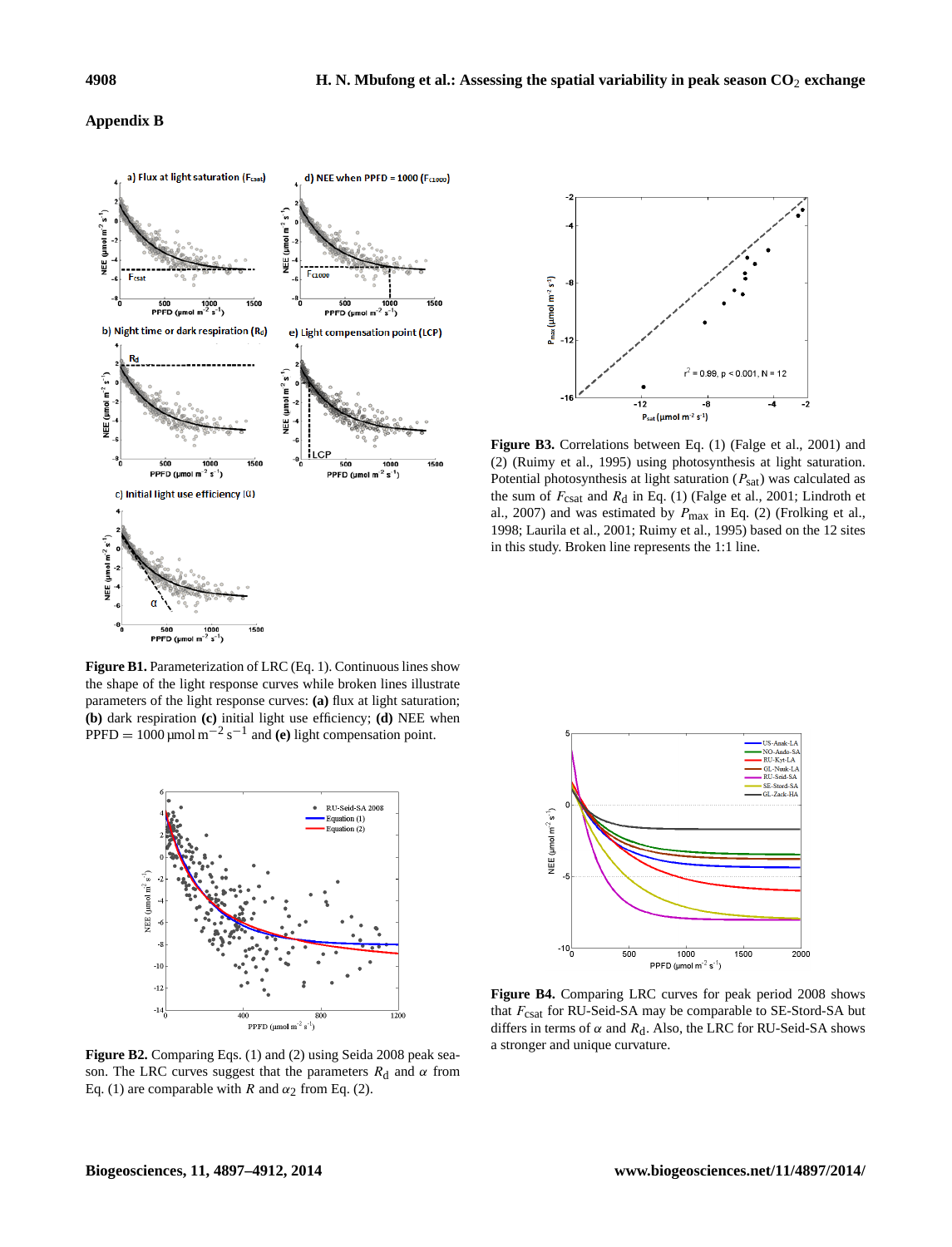## Appendix B

**Figure B1.** Parameterization of LRC (Eq. 1). Continuous lines show the shape of the light response curves while broken lines illustrate parameters of the light response curves: **(a)** flux at light saturation; **(b)** dark respiration **(c)** initial light use efficiency; **(d)** NEE when PPFD $= 1000\,\mu\text{mol m}^{-2}\,\text{s}^{-1}$ and **(e)** light compensation point.

**Figure B2.** Comparing Eqs. (1) and (2) using Seida 2008 peak season. The LRC curves suggest that the parameters $R_d$ and $\alpha$ from Eq. (1) are comparable with $R$ and $\alpha_2$ from Eq. (2).

**Figure B3.** Correlations between Eq. (1) (Falge et al., 2001) and (2) (Ruimy et al., 1995) using photosynthesis at light saturation. Potential photosynthesis at light saturation ($P_{sat}$) was calculated as the sum of $F_{csat}$ and $R_d$ in Eq. (1) (Falge et al., 2001; Lindroth et al., 2007) and was estimated by $P_{max}$ in Eq. (2) (Frolking et al., 1998; Laurila et al., 2001; Ruimy et al., 1995) based on the 12 sites in this study. Broken line represents the 1:1 line.

**Figure B4.** Comparing LRC curves for peak period 2008 shows that $F_{csat}$ for RU-Seid-SA may be comparable to SE-Stord-SA but differs in terms of $\alpha$ and $R_d$. Also, the LRC for RU-Seid-SA shows a stronger and unique curvature.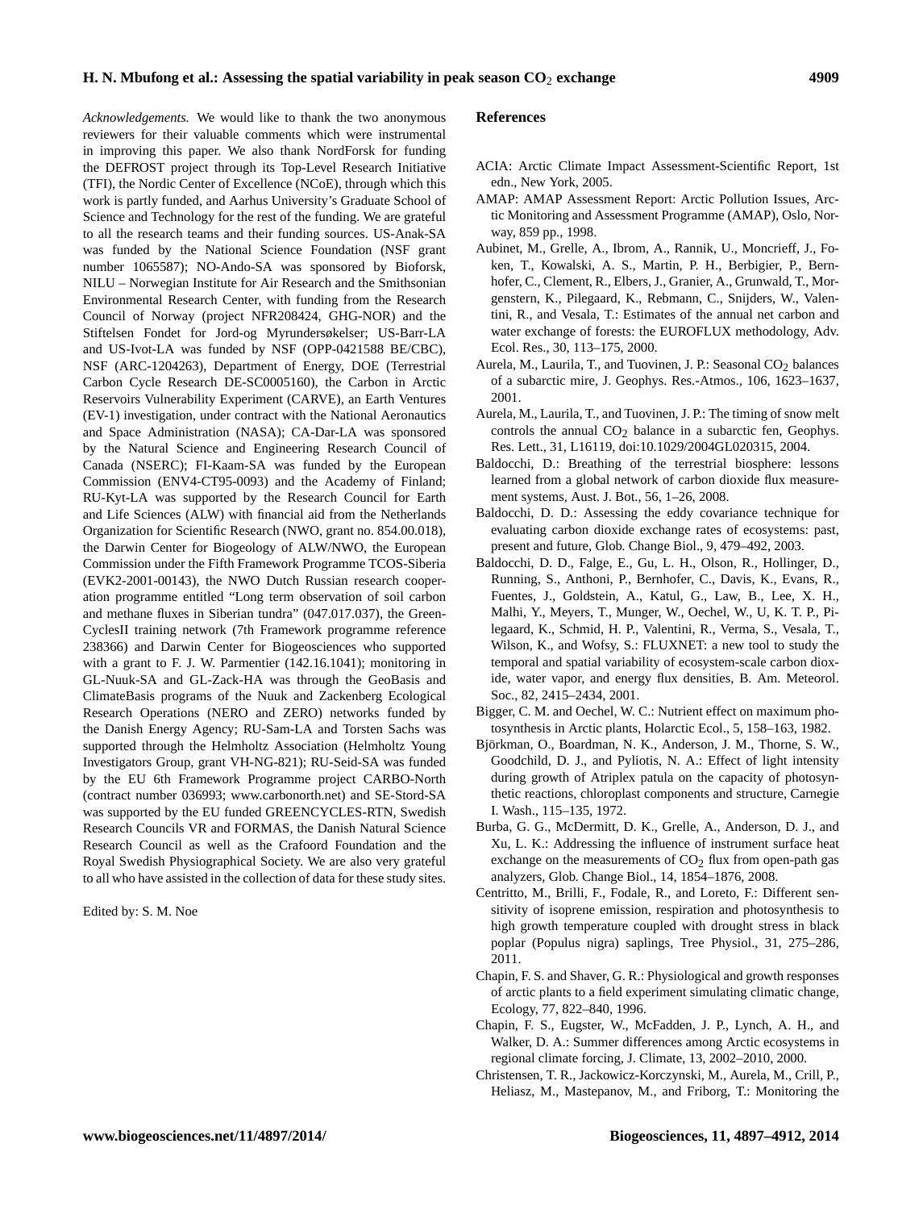*Acknowledgements.* We would like to thank the two anonymous reviewers for their valuable comments which were instrumental in improving this paper. We also thank NordForsk for funding the DEFROST project through its Top-Level Research Initiative (TFI), the Nordic Center of Excellence (NCoE), through which this work is partly funded, and Aarhus University's Graduate School of Science and Technology for the rest of the funding. We are grateful to all the research teams and their funding sources. US-Anak-SA was funded by the National Science Foundation (NSF grant number 1065587); NO-Ando-SA was sponsored by Bioforsk, NILU – Norwegian Institute for Air Research and the Smithsonian Environmental Research Center, with funding from the Research Council of Norway (project NFR208424, GHG-NOR) and the Stiftelsen Fondet for Jord-og Myrundersøkelser; US-Barr-LA and US-Ivot-LA was funded by NSF (OPP-0421588 BE/CBC), NSF (ARC-1204263), Department of Energy, DOE (Terrestrial Carbon Cycle Research DE-SC0005160), the Carbon in Arctic Reservoirs Vulnerability Experiment (CARVE), an Earth Ventures (EV-1) investigation, under contract with the National Aeronautics and Space Administration (NASA); CA-Dar-LA was sponsored by the Natural Science and Engineering Research Council of Canada (NSERC); FI-Kaam-SA was funded by the European Commission (ENV4-CT95-0093) and the Academy of Finland; RU-Kyt-LA was supported by the Research Council for Earth and Life Sciences (ALW) with financial aid from the Netherlands Organization for Scientific Research (NWO, grant no. 854.00.018), the Darwin Center for Biogeology of ALW/NWO, the European Commission under the Fifth Framework Programme TCOS-Siberia (EVK2-2001-00143), the NWO Dutch Russian research cooperation programme entitled "Long term observation of soil carbon and methane fluxes in Siberian tundra" (047.017.037), the GreenCyclesII training network (7th Framework programme reference 238366) and Darwin Center for Biogeosciences who supported with a grant to F. J. W. Parmentier (142.16.1041); monitoring in GL-Nuuk-SA and GL-Zack-HA was through the GeoBasis and ClimateBasis programs of the Nuuk and Zackenberg Ecological Research Operations (NERO and ZERO) networks funded by the Danish Energy Agency; RU-Sam-LA and Torsten Sachs was supported through the Helmholtz Association (Helmholtz Young Investigators Group, grant VH-NG-821); RU-Seid-SA was funded by the EU 6th Framework Programme project CARBO-North (contract number 036993; www.carbonorth.net) and SE-Stord-SA was supported by the EU funded GREENCYCLES-RTN, Swedish Research Councils VR and FORMAS, the Danish Natural Science Research Council as well as the Crafoord Foundation and the Royal Swedish Physiographical Society. We are also very grateful to all who have assisted in the collection of data for these study sites.

Edited by: S. M. Noe

## References

ACIA: Arctic Climate Impact Assessment-Scientific Report, 1st edn., New York, 2005.

AMAP: AMAP Assessment Report: Arctic Pollution Issues, Arctic Monitoring and Assessment Programme (AMAP), Oslo, Norway, 859 pp., 1998.

Aubinet, M., Grelle, A., Ibrom, A., Rannik, U., Moncrieff, J., Foken, T., Kowalski, A. S., Martin, P. H., Berbigier, P., Bernhofer, C., Clement, R., Elbers, J., Granier, A., Grunwald, T., Morgenstern, K., Pilegaard, K., Rebmann, C., Snijders, W., Valentini, R., and Vesala, T.: Estimates of the annual net carbon and water exchange of forests: the EUROFLUX methodology, Adv. Ecol. Res., 30, 113–175, 2000.

Aurela, M., Laurila, T., and Tuovinen, J. P.: Seasonal $CO_2$ balances of a subarctic mire, J. Geophys. Res.-Atmos., 106, 1623–1637, 2001.

Aurela, M., Laurila, T., and Tuovinen, J. P.: The timing of snow melt controls the annual $CO_2$ balance in a subarctic fen, Geophys. Res. Lett., 31, L16119, doi:10.1029/2004GL020315, 2004.

Baldocchi, D.: Breathing of the terrestrial biosphere: lessons learned from a global network of carbon dioxide flux measurement systems, Aust. J. Bot., 56, 1–26, 2008.

Baldocchi, D. D.: Assessing the eddy covariance technique for evaluating carbon dioxide exchange rates of ecosystems: past, present and future, Glob. Change Biol., 9, 479–492, 2003.

Baldocchi, D. D., Falge, E., Gu, L. H., Olson, R., Hollinger, D., Running, S., Anthoni, P., Bernhofer, C., Davis, K., Evans, R., Fuentes, J., Goldstein, A., Katul, G., Law, B., Lee, X. H., Malhi, Y., Meyers, T., Munger, W., Oechel, W., U, K. T. P., Pilegaard, K., Schmid, H. P., Valentini, R., Verma, S., Vesala, T., Wilson, K., and Wofsy, S.: FLUXNET: a new tool to study the temporal and spatial variability of ecosystem-scale carbon dioxide, water vapor, and energy flux densities, B. Am. Meteorol. Soc., 82, 2415–2434, 2001.

Bigger, C. M. and Oechel, W. C.: Nutrient effect on maximum photosynthesis in Arctic plants, Holarctic Ecol., 5, 158–163, 1982.

Björkman, O., Boardman, N. K., Anderson, J. M., Thorne, S. W., Goodchild, D. J., and Pyliotis, N. A.: Effect of light intensity during growth of Atriplex patula on the capacity of photosynthetic reactions, chloroplast components and structure, Carnegie I. Wash., 115–135, 1972.

Burba, G. G., McDermitt, D. K., Grelle, A., Anderson, D. J., and Xu, L. K.: Addressing the influence of instrument surface heat exchange on the measurements of $CO_2$ flux from open-path gas analyzers, Glob. Change Biol., 14, 1854–1876, 2008.

Centritto, M., Brilli, F., Fodale, R., and Loreto, F.: Different sensitivity of isoprene emission, respiration and photosynthesis to high growth temperature coupled with drought stress in black poplar (Populus nigra) saplings, Tree Physiol., 31, 275–286, 2011.

Chapin, F. S. and Shaver, G. R.: Physiological and growth responses of arctic plants to a field experiment simulating climatic change, Ecology, 77, 822–840, 1996.

Chapin, F. S., Eugster, W., McFadden, J. P., Lynch, A. H., and Walker, D. A.: Summer differences among Arctic ecosystems in regional climate forcing, J. Climate, 13, 2002–2010, 2000.

Christensen, T. R., Jackowicz-Korczynski, M., Aurela, M., Crill, P., Heliasz, M., Mastepanov, M., and Friborg, T.: Monitoring the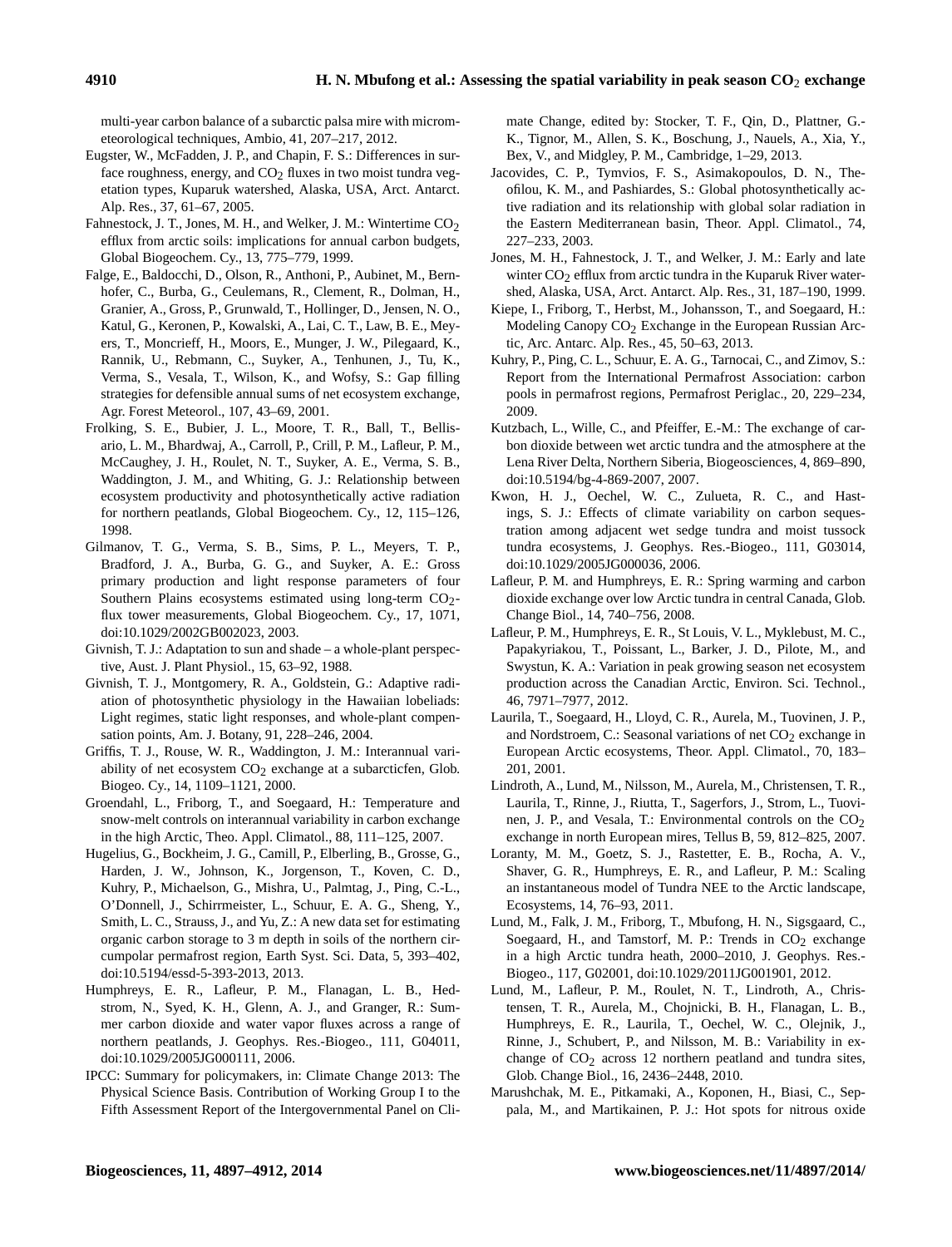multi-year carbon balance of a subarctic palsa mire with micrometeorological techniques, Ambio, 41, 207–217, 2012.

Eugster, W., McFadden, J. P., and Chapin, F. S.: Differences in surface roughness, energy, and $CO_2$ fluxes in two moist tundra vegetation types, Kuparuk watershed, Alaska, USA, Arct. Antarct. Alp. Res., 37, 61–67, 2005.

Fahnestock, J. T., Jones, M. H., and Welker, J. M.: Wintertime $CO_2$ efflux from arctic soils: implications for annual carbon budgets, Global Biogeochem. Cy., 13, 775–779, 1999.

Falge, E., Baldocchi, D., Olson, R., Anthoni, P., Aubinet, M., Bernhofer, C., Burba, G., Ceulemans, R., Clement, R., Dolman, H., Granier, A., Gross, P., Grunwald, T., Hollinger, D., Jensen, N. O., Katul, G., Keronen, P., Kowalski, A., Lai, C. T., Law, B. E., Meyers, T., Moncrieff, H., Moors, E., Munger, J. W., Pilegaard, K., Rannik, U., Rebmann, C., Suyker, A., Tenhunen, J., Tu, K., Verma, S., Vesala, T., Wilson, K., and Wofsy, S.: Gap filling strategies for defensible annual sums of net ecosystem exchange, Agr. Forest Meteorol., 107, 43–69, 2001.

Frolking, S. E., Bubier, J. L., Moore, T. R., Ball, T., Bellisario, L. M., Bhardwaj, A., Carroll, P., Crill, P. M., Lafleur, P. M., McCaughey, J. H., Roulet, N. T., Suyker, A. E., Verma, S. B., Waddington, J. M., and Whiting, G. J.: Relationship between ecosystem productivity and photosynthetically active radiation for northern peatlands, Global Biogeochem. Cy., 12, 115–126, 1998.

Gilmanov, T. G., Verma, S. B., Sims, P. L., Meyers, T. P., Bradford, J. A., Burba, G. G., and Suyker, A. E.: Gross primary production and light response parameters of four Southern Plains ecosystems estimated using long-term $CO_2$-flux tower measurements, Global Biogeochem. Cy., 17, 1071, doi:10.1029/2002GB002023, 2003.

Givnish, T. J.: Adaptation to sun and shade – a whole-plant perspective, Aust. J. Plant Physiol., 15, 63–92, 1988.

Givnish, T. J., Montgomery, R. A., Goldstein, G.: Adaptive radiation of photosynthetic physiology in the Hawaiian lobeliads: Light regimes, static light responses, and whole-plant compensation points, Am. J. Botany, 91, 228–246, 2004.

Griffis, T. J., Rouse, W. R., Waddington, J. M.: Interannual variability of net ecosystem $CO_2$ exchange at a subarcticfen, Glob. Biogeo. Cy., 14, 1109–1121, 2000.

Groendahl, L., Friborg, T., and Soegaard, H.: Temperature and snow-melt controls on interannual variability in carbon exchange in the high Arctic, Theo. Appl. Climatol., 88, 111–125, 2007.

Hugelius, G., Bockheim, J. G., Camill, P., Elberling, B., Grosse, G., Harden, J. W., Johnson, K., Jorgenson, T., Koven, C. D., Kuhry, P., Michaelson, G., Mishra, U., Palmtag, J., Ping, C.-L., O'Donnell, J., Schirrmeister, L., Schuur, E. A. G., Sheng, Y., Smith, L. C., Strauss, J., and Yu, Z.: A new data set for estimating organic carbon storage to 3 m depth in soils of the northern circumpolar permafrost region, Earth Syst. Sci. Data, 5, 393–402, doi:10.5194/essd-5-393-2013, 2013.

Humphreys, E. R., Lafleur, P. M., Flanagan, L. B., Hedstrom, N., Syed, K. H., Glenn, A. J., and Granger, R.: Summer carbon dioxide and water vapor fluxes across a range of northern peatlands, J. Geophys. Res.-Biogeo., 111, G04011, doi:10.1029/2005JG000111, 2006.

IPCC: Summary for policymakers, in: Climate Change 2013: The Physical Science Basis. Contribution of Working Group I to the Fifth Assessment Report of the Intergovernmental Panel on Climate Change, edited by: Stocker, T. F., Qin, D., Plattner, G.-K., Tignor, M., Allen, S. K., Boschung, J., Nauels, A., Xia, Y., Bex, V., and Midgley, P. M., Cambridge, 1–29, 2013.

Jacovides, C. P., Tymvios, F. S., Asimakopoulos, D. N., Theofilou, K. M., and Pashiardes, S.: Global photosynthetically active radiation and its relationship with global solar radiation in the Eastern Mediterranean basin, Theor. Appl. Climatol., 74, 227–233, 2003.

Jones, M. H., Fahnestock, J. T., and Welker, J. M.: Early and late winter $CO_2$ efflux from arctic tundra in the Kuparuk River watershed, Alaska, USA, Arct. Antarct. Alp. Res., 31, 187–190, 1999.

Kiepe, I., Friborg, T., Herbst, M., Johansson, T., and Soegaard, H.: Modeling Canopy $CO_2$ Exchange in the European Russian Arctic, Arc. Antarc. Alp. Res., 45, 50–63, 2013.

Kuhry, P., Ping, C. L., Schuur, E. A. G., Tarnocai, C., and Zimov, S.: Report from the International Permafrost Association: carbon pools in permafrost regions, Permafrost Periglac., 20, 229–234, 2009.

Kutzbach, L., Wille, C., and Pfeiffer, E.-M.: The exchange of carbon dioxide between wet arctic tundra and the atmosphere at the Lena River Delta, Northern Siberia, Biogeosciences, 4, 869–890, doi:10.5194/bg-4-869-2007, 2007.

Kwon, H. J., Oechel, W. C., Zulueta, R. C., and Hastings, S. J.: Effects of climate variability on carbon sequestration among adjacent wet sedge tundra and moist tussock tundra ecosystems, J. Geophys. Res.-Biogeo., 111, G03014, doi:10.1029/2005JG000036, 2006.

Lafleur, P. M. and Humphreys, E. R.: Spring warming and carbon dioxide exchange over low Arctic tundra in central Canada, Glob. Change Biol., 14, 740–756, 2008.

Lafleur, P. M., Humphreys, E. R., St Louis, V. L., Myklebust, M. C., Papakyriakou, T., Poissant, L., Barker, J. D., Pilote, M., and Swystun, K. A.: Variation in peak growing season net ecosystem production across the Canadian Arctic, Environ. Sci. Technol., 46, 7971–7977, 2012.

Laurila, T., Soegaard, H., Lloyd, C. R., Aurela, M., Tuovinen, J. P., and Nordstroem, C.: Seasonal variations of net $CO_2$ exchange in European Arctic ecosystems, Theor. Appl. Climatol., 70, 183–201, 2001.

Lindroth, A., Lund, M., Nilsson, M., Aurela, M., Christensen, T. R., Laurila, T., Rinne, J., Riutta, T., Sagerfors, J., Strom, L., Tuovinen, J. P., and Vesala, T.: Environmental controls on the $CO_2$ exchange in north European mires, Tellus B, 59, 812–825, 2007.

Loranty, M. M., Goetz, S. J., Rastetter, E. B., Rocha, A. V., Shaver, G. R., Humphreys, E. R., and Lafleur, P. M.: Scaling an instantaneous model of Tundra NEE to the Arctic landscape, Ecosystems, 14, 76–93, 2011.

Lund, M., Falk, J. M., Friborg, T., Mbufong, H. N., Sigsgaard, C., Soegaard, H., and Tamstorf, M. P.: Trends in $CO_2$ exchange in a high Arctic tundra heath, 2000–2010, J. Geophys. Res.-Biogeo., 117, G02001, doi:10.1029/2011JG001901, 2012.

Lund, M., Lafleur, P. M., Roulet, N. T., Lindroth, A., Christensen, T. R., Aurela, M., Chojnicki, B. H., Flanagan, L. B., Humphreys, E. R., Laurila, T., Oechel, W. C., Olejnik, J., Rinne, J., Schubert, P., and Nilsson, M. B.: Variability in exchange of $CO_2$ across 12 northern peatland and tundra sites, Glob. Change Biol., 16, 2436–2448, 2010.

Marushchak, M. E., Pitkamaki, A., Koponen, H., Biasi, C., Seppala, M., and Martikainen, P. J.: Hot spots for nitrous oxide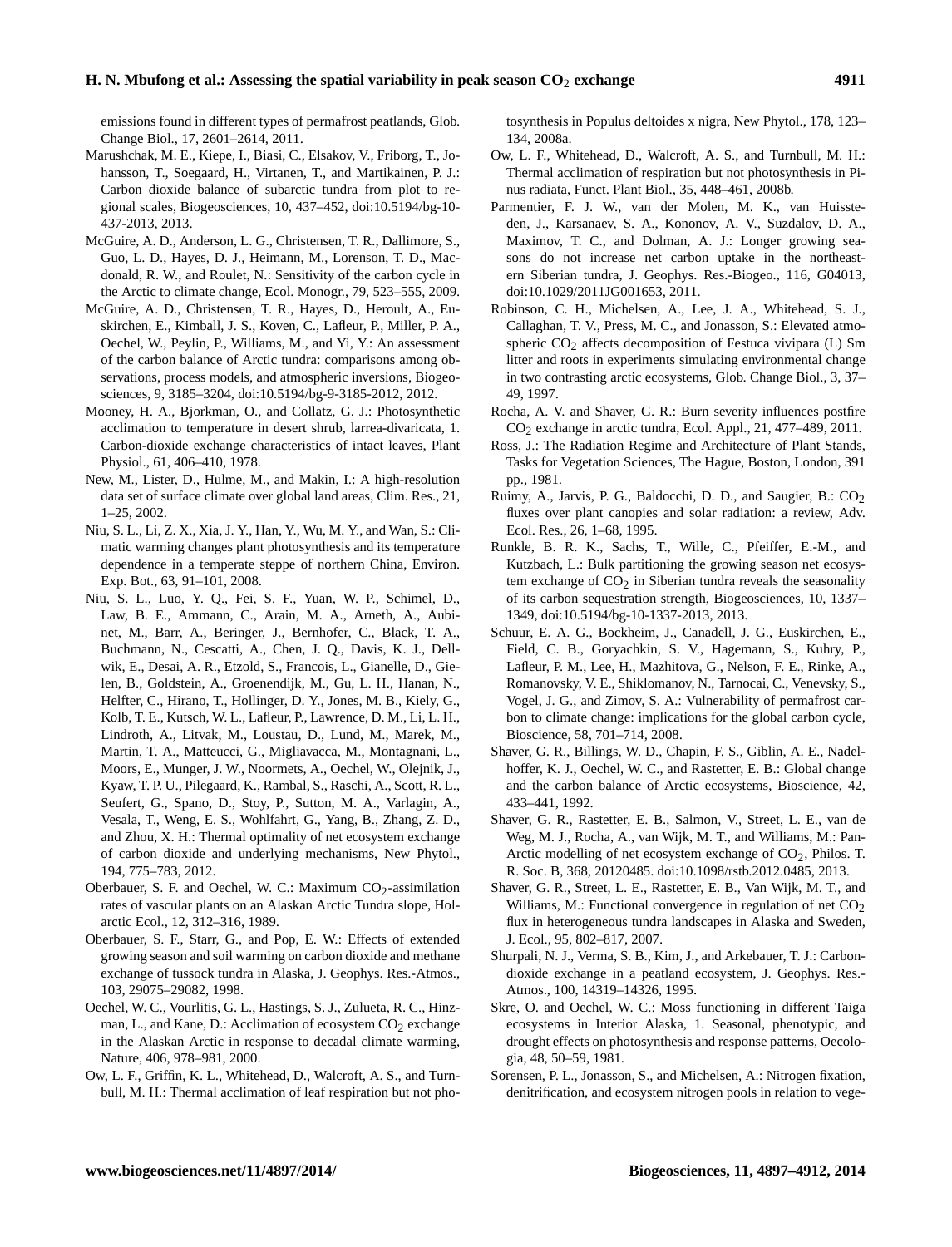emissions found in different types of permafrost peatlands, Glob. Change Biol., 17, 2601–2614, 2011.

Marushchak, M. E., Kiepe, I., Biasi, C., Elsakov, V., Friborg, T., Johansson, T., Soegaard, H., Virtanen, T., and Martikainen, P. J.: Carbon dioxide balance of subarctic tundra from plot to regional scales, Biogeosciences, 10, 437–452, doi:10.5194/bg-10-437-2013, 2013.

McGuire, A. D., Anderson, L. G., Christensen, T. R., Dallimore, S., Guo, L. D., Hayes, D. J., Heimann, M., Lorenson, T. D., Macdonald, R. W., and Roulet, N.: Sensitivity of the carbon cycle in the Arctic to climate change, Ecol. Monogr., 79, 523–555, 2009.

McGuire, A. D., Christensen, T. R., Hayes, D., Heroult, A., Euskirchen, E., Kimball, J. S., Koven, C., Lafleur, P., Miller, P. A., Oechel, W., Peylin, P., Williams, M., and Yi, Y.: An assessment of the carbon balance of Arctic tundra: comparisons among observations, process models, and atmospheric inversions, Biogeosciences, 9, 3185–3204, doi:10.5194/bg-9-3185-2012, 2012.

Mooney, H. A., Bjorkman, O., and Collatz, G. J.: Photosynthetic acclimation to temperature in desert shrub, larrea-divaricata, 1. Carbon-dioxide exchange characteristics of intact leaves, Plant Physiol., 61, 406–410, 1978.

New, M., Lister, D., Hulme, M., and Makin, I.: A high-resolution data set of surface climate over global land areas, Clim. Res., 21, 1–25, 2002.

Niu, S. L., Li, Z. X., Xia, J. Y., Han, Y., Wu, M. Y., and Wan, S.: Climatic warming changes plant photosynthesis and its temperature dependence in a temperate steppe of northern China, Environ. Exp. Bot., 63, 91–101, 2008.

Niu, S. L., Luo, Y. Q., Fei, S. F., Yuan, W. P., Schimel, D., Law, B. E., Ammann, C., Arain, M. A., Arneth, A., Aubinet, M., Barr, A., Beringer, J., Bernhofer, C., Black, T. A., Buchmann, N., Cescatti, A., Chen, J. Q., Davis, K. J., Dellwik, E., Desai, A. R., Etzold, S., Francois, L., Gianelle, D., Gielen, B., Goldstein, A., Groenendijk, M., Gu, L. H., Hanan, N., Helfter, C., Hirano, T., Hollinger, D. Y., Jones, M. B., Kiely, G., Kolb, T. E., Kutsch, W. L., Lafleur, P., Lawrence, D. M., Li, L. H., Lindroth, A., Litvak, M., Loustau, D., Lund, M., Marek, M., Martin, T. A., Matteucci, G., Migliavacca, M., Montagnani, L., Moors, E., Munger, J. W., Noormets, A., Oechel, W., Olejnik, J., Kyaw, T. P. U., Pilegaard, K., Rambal, S., Raschi, A., Scott, R. L., Seufert, G., Spano, D., Stoy, P., Sutton, M. A., Varlagin, A., Vesala, T., Weng, E. S., Wohlfahrt, G., Yang, B., Zhang, Z. D., and Zhou, X. H.: Thermal optimality of net ecosystem exchange of carbon dioxide and underlying mechanisms, New Phytol., 194, 775–783, 2012.

Oberbauer, S. F. and Oechel, W. C.: Maximum $CO_2$-assimilation rates of vascular plants on an Alaskan Arctic Tundra slope, Holarctic Ecol., 12, 312–316, 1989.

Oberbauer, S. F., Starr, G., and Pop, E. W.: Effects of extended growing season and soil warming on carbon dioxide and methane exchange of tussock tundra in Alaska, J. Geophys. Res.-Atmos., 103, 29075–29082, 1998.

Oechel, W. C., Vourlitis, G. L., Hastings, S. J., Zulueta, R. C., Hinzman, L., and Kane, D.: Acclimation of ecosystem $CO_2$ exchange in the Alaskan Arctic in response to decadal climate warming, Nature, 406, 978–981, 2000.

Ow, L. F., Griffin, K. L., Whitehead, D., Walcroft, A. S., and Turnbull, M. H.: Thermal acclimation of leaf respiration but not photosynthesis in Populus deltoides x nigra, New Phytol., 178, 123–134, 2008a.

Ow, L. F., Whitehead, D., Walcroft, A. S., and Turnbull, M. H.: Thermal acclimation of respiration but not photosynthesis in Pinus radiata, Funct. Plant Biol., 35, 448–461, 2008b.

Parmentier, F. J. W., van der Molen, M. K., van Huissteden, J., Karsanaev, S. A., Kononov, A. V., Suzdalov, D. A., Maximov, T. C., and Dolman, A. J.: Longer growing seasons do not increase net carbon uptake in the northeastern Siberian tundra, J. Geophys. Res.-Biogeo., 116, G04013, doi:10.1029/2011JG001653, 2011.

Robinson, C. H., Michelsen, A., Lee, J. A., Whitehead, S. J., Callaghan, T. V., Press, M. C., and Jonasson, S.: Elevated atmospheric $CO_2$ affects decomposition of Festuca vivipara (L) Sm litter and roots in experiments simulating environmental change in two contrasting arctic ecosystems, Glob. Change Biol., 3, 37–49, 1997.

Rocha, A. V. and Shaver, G. R.: Burn severity influences postfire $CO_2$ exchange in arctic tundra, Ecol. Appl., 21, 477–489, 2011.

Ross, J.: The Radiation Regime and Architecture of Plant Stands, Tasks for Vegetation Sciences, The Hague, Boston, London, 391 pp., 1981.

Ruimy, A., Jarvis, P. G., Baldocchi, D. D., and Saugier, B.: $CO_2$ fluxes over plant canopies and solar radiation: a review, Adv. Ecol. Res., 26, 1–68, 1995.

Runkle, B. R. K., Sachs, T., Wille, C., Pfeiffer, E.-M., and Kutzbach, L.: Bulk partitioning the growing season net ecosystem exchange of $CO_2$ in Siberian tundra reveals the seasonality of its carbon sequestration strength, Biogeosciences, 10, 1337–1349, doi:10.5194/bg-10-1337-2013, 2013.

Schuur, E. A. G., Bockheim, J., Canadell, J. G., Euskirchen, E., Field, C. B., Goryachkin, S. V., Hagemann, S., Kuhry, P., Lafleur, P. M., Lee, H., Mazhitova, G., Nelson, F. E., Rinke, A., Romanovsky, V. E., Shiklomanov, N., Tarnocai, C., Venevsky, S., Vogel, J. G., and Zimov, S. A.: Vulnerability of permafrost carbon to climate change: implications for the global carbon cycle, Bioscience, 58, 701–714, 2008.

Shaver, G. R., Billings, W. D., Chapin, F. S., Giblin, A. E., Nadelhoffer, K. J., Oechel, W. C., and Rastetter, E. B.: Global change and the carbon balance of Arctic ecosystems, Bioscience, 42, 433–441, 1992.

Shaver, G. R., Rastetter, E. B., Salmon, V., Street, L. E., van de Weg, M. J., Rocha, A., van Wijk, M. T., and Williams, M.: Pan-Arctic modelling of net ecosystem exchange of $CO_2$, Philos. T. R. Soc. B, 368, 20120485. doi:10.1098/rstb.2012.0485, 2013.

Shaver, G. R., Street, L. E., Rastetter, E. B., Van Wijk, M. T., and Williams, M.: Functional convergence in regulation of net $CO_2$ flux in heterogeneous tundra landscapes in Alaska and Sweden, J. Ecol., 95, 802–817, 2007.

Shurpali, N. J., Verma, S. B., Kim, J., and Arkebauer, T. J.: Carbon-dioxide exchange in a peatland ecosystem, J. Geophys. Res.-Atmos., 100, 14319–14326, 1995.

Skre, O. and Oechel, W. C.: Moss functioning in different Taiga ecosystems in Interior Alaska, 1. Seasonal, phenotypic, and drought effects on photosynthesis and response patterns, Oecologia, 48, 50–59, 1981.

Sorensen, P. L., Jonasson, S., and Michelsen, A.: Nitrogen fixation, denitrification, and ecosystem nitrogen pools in relation to vege-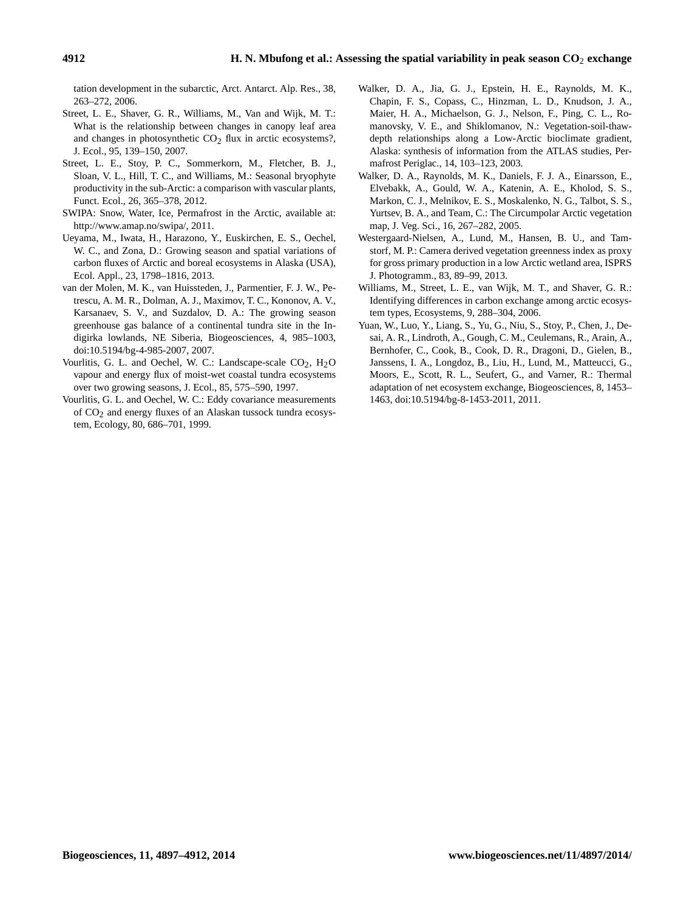tation development in the subarctic, Arct. Antarct. Alp. Res., 38, 263–272, 2006.

Street, L. E., Shaver, G. R., Williams, M., Van and Wijk, M. T.: What is the relationship between changes in canopy leaf area and changes in photosynthetic $CO_2$ flux in arctic ecosystems?, J. Ecol., 95, 139–150, 2007.

Street, L. E., Stoy, P. C., Sommerkorn, M., Fletcher, B. J., Sloan, V. L., Hill, T. C., and Williams, M.: Seasonal bryophyte productivity in the sub-Arctic: a comparison with vascular plants, Funct. Ecol., 26, 365–378, 2012.

SWIPA: Snow, Water, Ice, Permafrost in the Arctic, available at: http://www.amap.no/swipa/, 2011.

Ueyama, M., Iwata, H., Harazono, Y., Euskirchen, E. S., Oechel, W. C., and Zona, D.: Growing season and spatial variations of carbon fluxes of Arctic and boreal ecosystems in Alaska (USA), Ecol. Appl., 23, 1798–1816, 2013.

van der Molen, M. K., van Huissteden, J., Parmentier, F. J. W., Petrescu, A. M. R., Dolman, A. J., Maximov, T. C., Kononov, A. V., Karsanaev, S. V., and Suzdalov, D. A.: The growing season greenhouse gas balance of a continental tundra site in the Indigirka lowlands, NE Siberia, Biogeosciences, 4, 985–1003, doi:10.5194/bg-4-985-2007, 2007.

Vourlitis, G. L. and Oechel, W. C.: Landscape-scale $CO_2$, $H_2O$ vapour and energy flux of moist-wet coastal tundra ecosystems over two growing seasons, J. Ecol., 85, 575–590, 1997.

Vourlitis, G. L. and Oechel, W. C.: Eddy covariance measurements of $CO_2$ and energy fluxes of an Alaskan tussock tundra ecosystem, Ecology, 80, 686–701, 1999.

Walker, D. A., Jia, G. J., Epstein, H. E., Raynolds, M. K., Chapin, F. S., Copass, C., Hinzman, L. D., Knudson, J. A., Maier, H. A., Michaelson, G. J., Nelson, F., Ping, C. L., Romanovsky, V. E., and Shiklomanov, N.: Vegetation-soil-thaw-depth relationships along a Low-Arctic bioclimate gradient, Alaska: synthesis of information from the ATLAS studies, Permafrost Periglac., 14, 103–123, 2003.

Walker, D. A., Raynolds, M. K., Daniels, F. J. A., Einarsson, E., Elvebakk, A., Gould, W. A., Katenin, A. E., Kholod, S. S., Markon, C. J., Melnikov, E. S., Moskalenko, N. G., Talbot, S. S., Yurtsev, B. A., and Team, C.: The Circumpolar Arctic vegetation map, J. Veg. Sci., 16, 267–282, 2005.

Westergaard-Nielsen, A., Lund, M., Hansen, B. U., and Tamstorf, M. P.: Camera derived vegetation greenness index as proxy for gross primary production in a low Arctic wetland area, ISPRS J. Photogramm., 83, 89–99, 2013.

Williams, M., Street, L. E., van Wijk, M. T., and Shaver, G. R.: Identifying differences in carbon exchange among arctic ecosystem types, Ecosystems, 9, 288–304, 2006.

Yuan, W., Luo, Y., Liang, S., Yu, G., Niu, S., Stoy, P., Chen, J., Desai, A. R., Lindroth, A., Gough, C. M., Ceulemans, R., Arain, A., Bernhofer, C., Cook, B., Cook, D. R., Dragoni, D., Gielen, B., Janssens, I. A., Longdoz, B., Liu, H., Lund, M., Matteucci, G., Moors, E., Scott, R. L., Seufert, G., and Varner, R.: Thermal adaptation of net ecosystem exchange, Biogeosciences, 8, 1453–1463, doi:10.5194/bg-8-1453-2011, 2011.